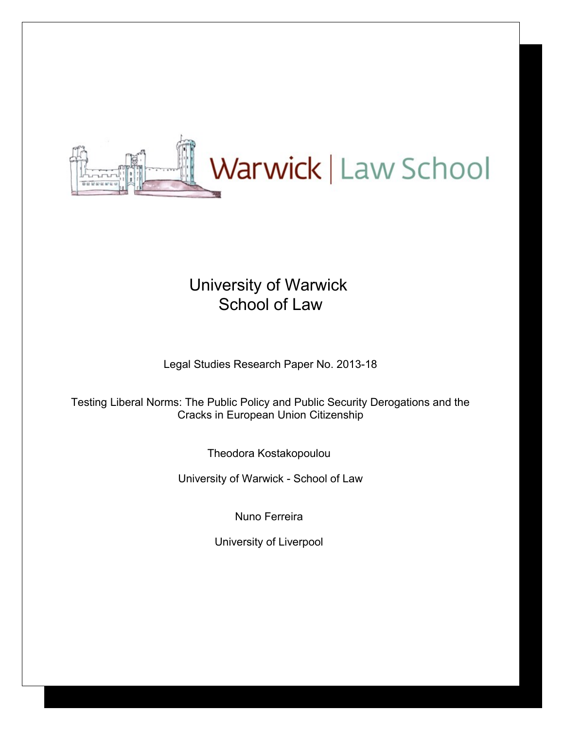Warwick | Law School

# University of Warwick
# School of Law

Legal Studies Research Paper No. 2013-18

## Testing Liberal Norms: The Public Policy and Public Security Derogations and the Cracks in European Union Citizenship

Theodora Kostakopoulou

University of Warwick - School of Law

Nuno Ferreira

University of Liverpool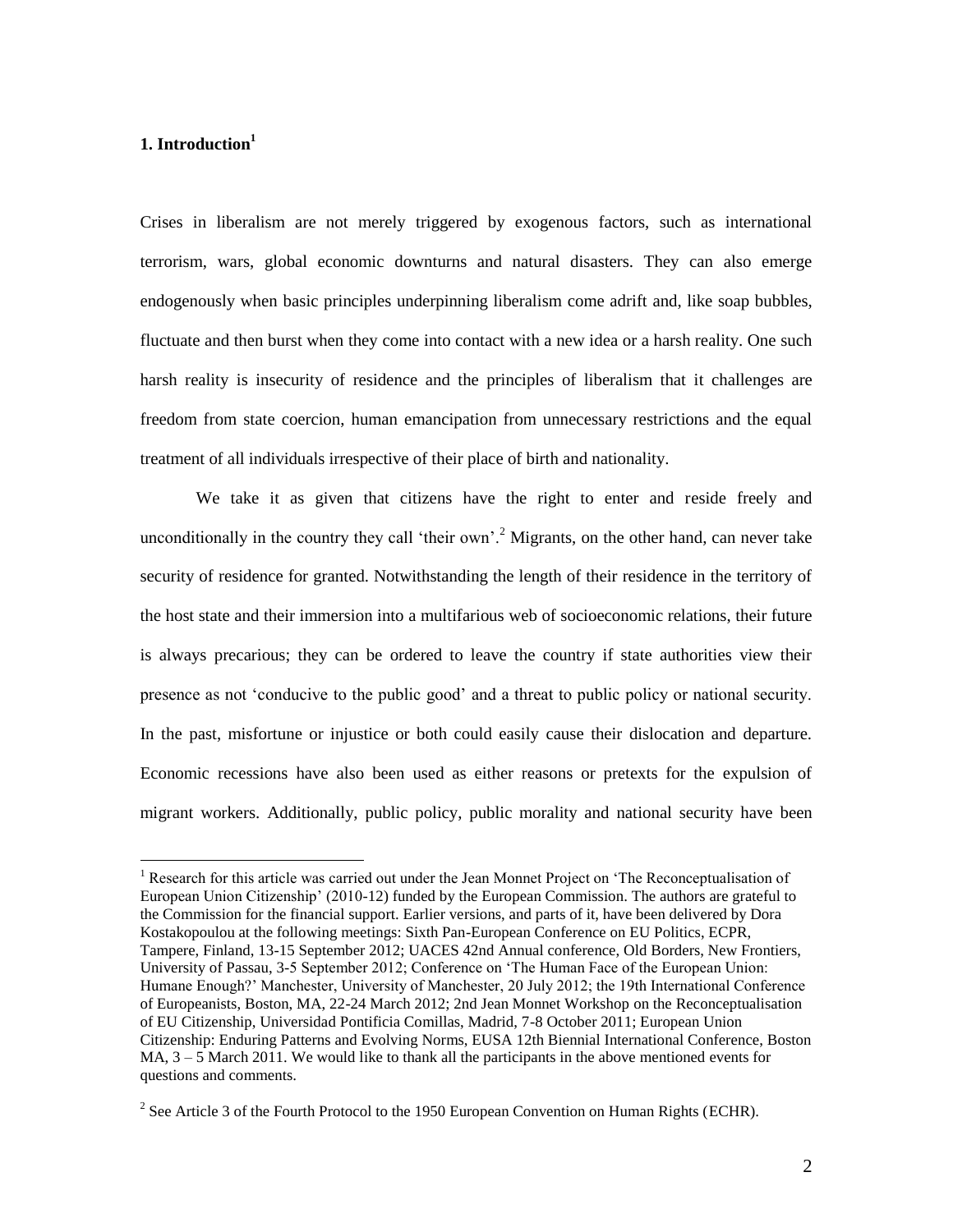# 1. Introduction[1]

Crises in liberalism are not merely triggered by exogenous factors, such as international terrorism, wars, global economic downturns and natural disasters. They can also emerge endogenously when basic principles underpinning liberalism come adrift and, like soap bubbles, fluctuate and then burst when they come into contact with a new idea or a harsh reality. One such harsh reality is insecurity of residence and the principles of liberalism that it challenges are freedom from state coercion, human emancipation from unnecessary restrictions and the equal treatment of all individuals irrespective of their place of birth and nationality.

We take it as given that citizens have the right to enter and reside freely and unconditionally in the country they call 'their own'.[2] Migrants, on the other hand, can never take security of residence for granted. Notwithstanding the length of their residence in the territory of the host state and their immersion into a multifarious web of socioeconomic relations, their future is always precarious; they can be ordered to leave the country if state authorities view their presence as not 'conducive to the public good' and a threat to public policy or national security. In the past, misfortune or injustice or both could easily cause their dislocation and departure. Economic recessions have also been used as either reasons or pretexts for the expulsion of migrant workers. Additionally, public policy, public morality and national security have been

---

[1] Research for this article was carried out under the Jean Monnet Project on 'The Reconceptualisation of European Union Citizenship' (2010-12) funded by the European Commission. The authors are grateful to the Commission for the financial support. Earlier versions, and parts of it, have been delivered by Dora Kostakopoulou at the following meetings: Sixth Pan-European Conference on EU Politics, ECPR, Tampere, Finland, 13-15 September 2012; UACES 42nd Annual conference, Old Borders, New Frontiers, University of Passau, 3-5 September 2012; Conference on 'The Human Face of the European Union: Humane Enough?' Manchester, University of Manchester, 20 July 2012; the 19th International Conference of Europeanists, Boston, MA, 22-24 March 2012; 2nd Jean Monnet Workshop on the Reconceptualisation of EU Citizenship, Universidad Pontificia Comillas, Madrid, 7-8 October 2011; European Union Citizenship: Enduring Patterns and Evolving Norms, EUSA 12th Biennial International Conference, Boston MA, 3 – 5 March 2011. We would like to thank all the participants in the above mentioned events for questions and comments.

[2] See Article 3 of the Fourth Protocol to the 1950 European Convention on Human Rights (ECHR).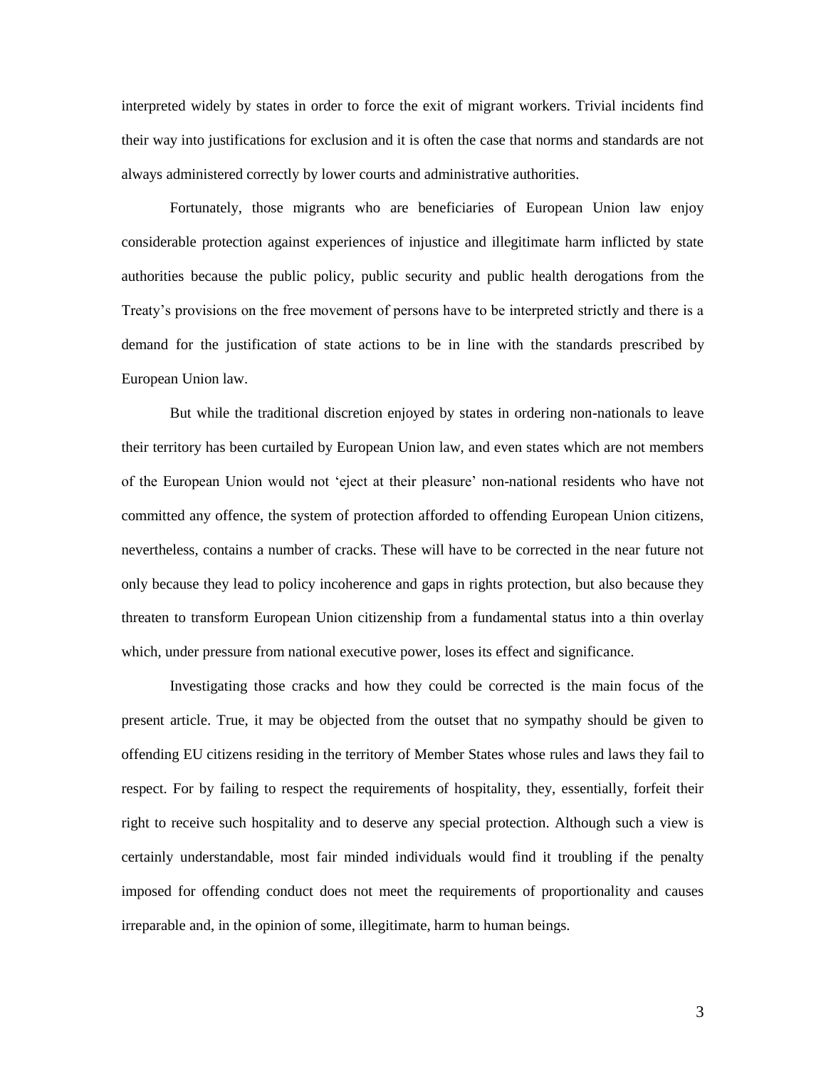interpreted widely by states in order to force the exit of migrant workers. Trivial incidents find their way into justifications for exclusion and it is often the case that norms and standards are not always administered correctly by lower courts and administrative authorities.

Fortunately, those migrants who are beneficiaries of European Union law enjoy considerable protection against experiences of injustice and illegitimate harm inflicted by state authorities because the public policy, public security and public health derogations from the Treaty's provisions on the free movement of persons have to be interpreted strictly and there is a demand for the justification of state actions to be in line with the standards prescribed by European Union law.

But while the traditional discretion enjoyed by states in ordering non-nationals to leave their territory has been curtailed by European Union law, and even states which are not members of the European Union would not 'eject at their pleasure' non-national residents who have not committed any offence, the system of protection afforded to offending European Union citizens, nevertheless, contains a number of cracks. These will have to be corrected in the near future not only because they lead to policy incoherence and gaps in rights protection, but also because they threaten to transform European Union citizenship from a fundamental status into a thin overlay which, under pressure from national executive power, loses its effect and significance.

Investigating those cracks and how they could be corrected is the main focus of the present article. True, it may be objected from the outset that no sympathy should be given to offending EU citizens residing in the territory of Member States whose rules and laws they fail to respect. For by failing to respect the requirements of hospitality, they, essentially, forfeit their right to receive such hospitality and to deserve any special protection. Although such a view is certainly understandable, most fair minded individuals would find it troubling if the penalty imposed for offending conduct does not meet the requirements of proportionality and causes irreparable and, in the opinion of some, illegitimate, harm to human beings.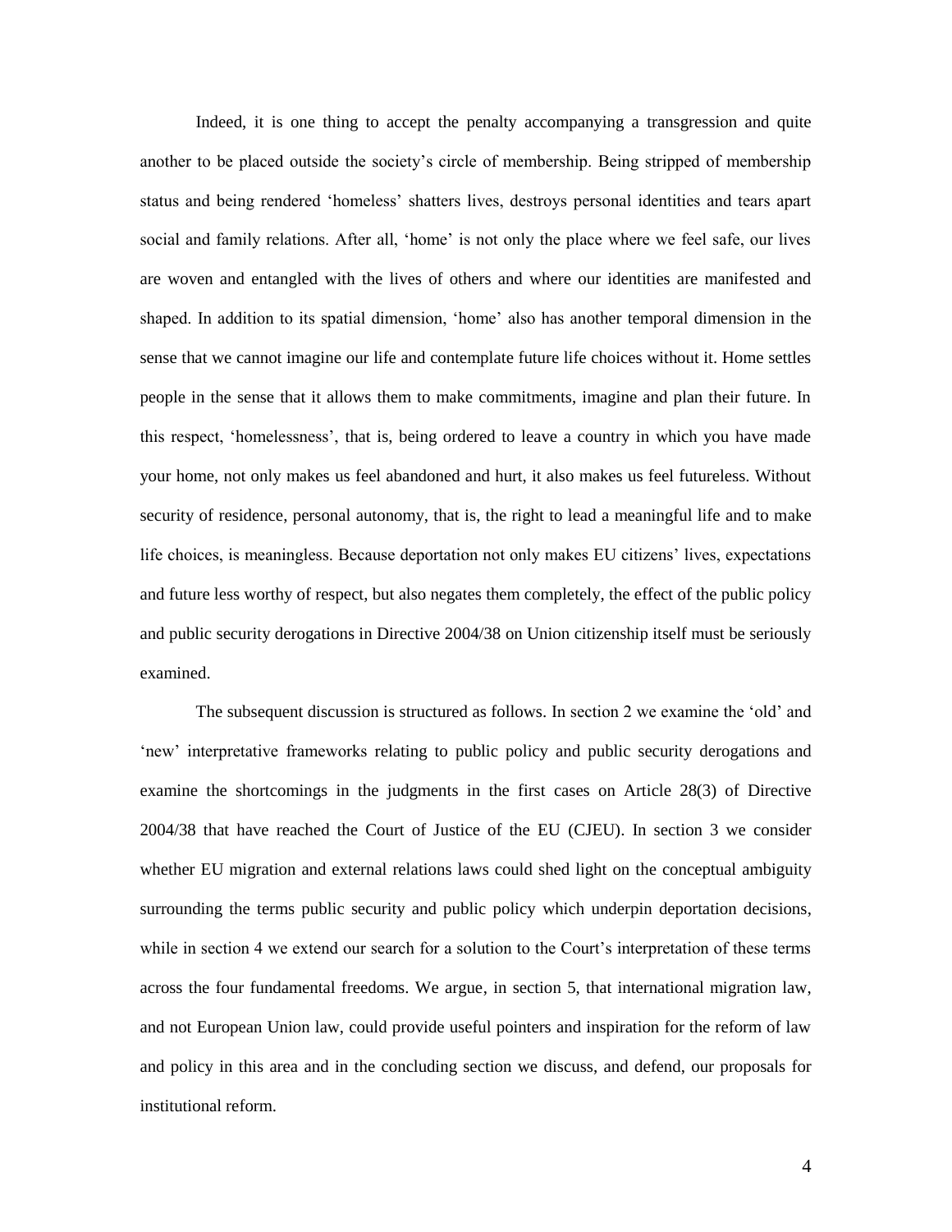Indeed, it is one thing to accept the penalty accompanying a transgression and quite another to be placed outside the society's circle of membership. Being stripped of membership status and being rendered 'homeless' shatters lives, destroys personal identities and tears apart social and family relations. After all, 'home' is not only the place where we feel safe, our lives are woven and entangled with the lives of others and where our identities are manifested and shaped. In addition to its spatial dimension, 'home' also has another temporal dimension in the sense that we cannot imagine our life and contemplate future life choices without it. Home settles people in the sense that it allows them to make commitments, imagine and plan their future. In this respect, 'homelessness', that is, being ordered to leave a country in which you have made your home, not only makes us feel abandoned and hurt, it also makes us feel futureless. Without security of residence, personal autonomy, that is, the right to lead a meaningful life and to make life choices, is meaningless. Because deportation not only makes EU citizens' lives, expectations and future less worthy of respect, but also negates them completely, the effect of the public policy and public security derogations in Directive 2004/38 on Union citizenship itself must be seriously examined.

The subsequent discussion is structured as follows. In section 2 we examine the 'old' and 'new' interpretative frameworks relating to public policy and public security derogations and examine the shortcomings in the judgments in the first cases on Article 28(3) of Directive 2004/38 that have reached the Court of Justice of the EU (CJEU). In section 3 we consider whether EU migration and external relations laws could shed light on the conceptual ambiguity surrounding the terms public security and public policy which underpin deportation decisions, while in section 4 we extend our search for a solution to the Court's interpretation of these terms across the four fundamental freedoms. We argue, in section 5, that international migration law, and not European Union law, could provide useful pointers and inspiration for the reform of law and policy in this area and in the concluding section we discuss, and defend, our proposals for institutional reform.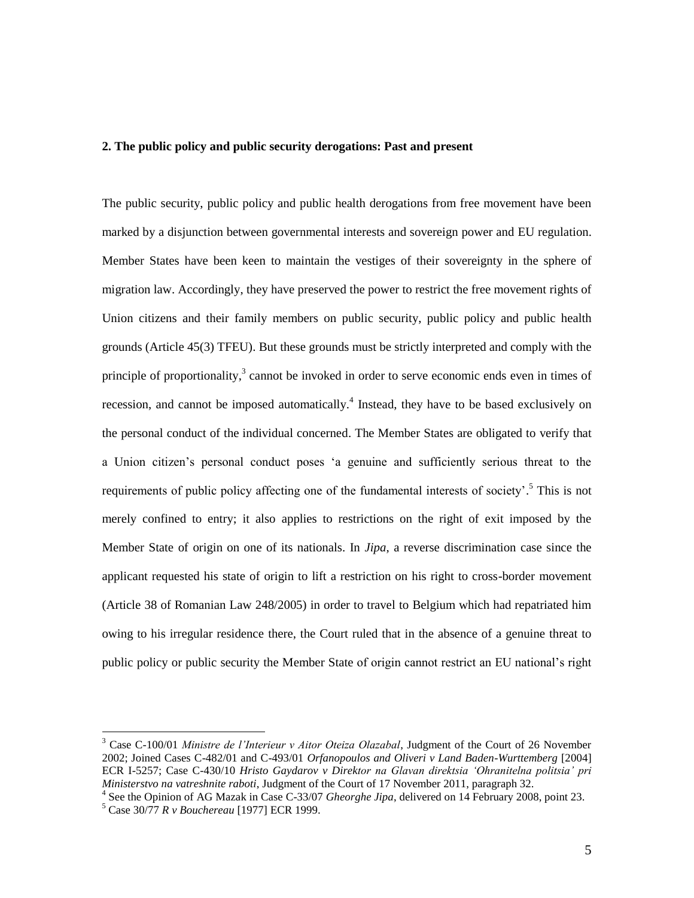## 2. The public policy and public security derogations: Past and present

The public security, public policy and public health derogations from free movement have been marked by a disjunction between governmental interests and sovereign power and EU regulation. Member States have been keen to maintain the vestiges of their sovereignty in the sphere of migration law. Accordingly, they have preserved the power to restrict the free movement rights of Union citizens and their family members on public security, public policy and public health grounds (Article 45(3) TFEU). But these grounds must be strictly interpreted and comply with the principle of proportionality,[3] cannot be invoked in order to serve economic ends even in times of recession, and cannot be imposed automatically.[4] Instead, they have to be based exclusively on the personal conduct of the individual concerned. The Member States are obligated to verify that a Union citizen's personal conduct poses 'a genuine and sufficiently serious threat to the requirements of public policy affecting one of the fundamental interests of society'.[5] This is not merely confined to entry; it also applies to restrictions on the right of exit imposed by the Member State of origin on one of its nationals. In *Jipa*, a reverse discrimination case since the applicant requested his state of origin to lift a restriction on his right to cross-border movement (Article 38 of Romanian Law 248/2005) in order to travel to Belgium which had repatriated him owing to his irregular residence there, the Court ruled that in the absence of a genuine threat to public policy or public security the Member State of origin cannot restrict an EU national's right

---

[3] Case C-100/01 *Ministre de l'Interieur v Aitor Oteiza Olazabal*, Judgment of the Court of 26 November 2002; Joined Cases C-482/01 and C-493/01 *Orfanopoulos and Oliveri v Land Baden-Wurttemberg* [2004] ECR I-5257; Case C-430/10 *Hristo Gaydarov v Direktor na Glavan direktsia 'Ohranitelna politsia' pri Ministerstvo na vatreshnite raboti*, Judgment of the Court of 17 November 2011, paragraph 32.

[4] See the Opinion of AG Mazak in Case C-33/07 *Gheorghe Jipa*, delivered on 14 February 2008, point 23.

[5] Case 30/77 *R v Bouchereau* [1977] ECR 1999.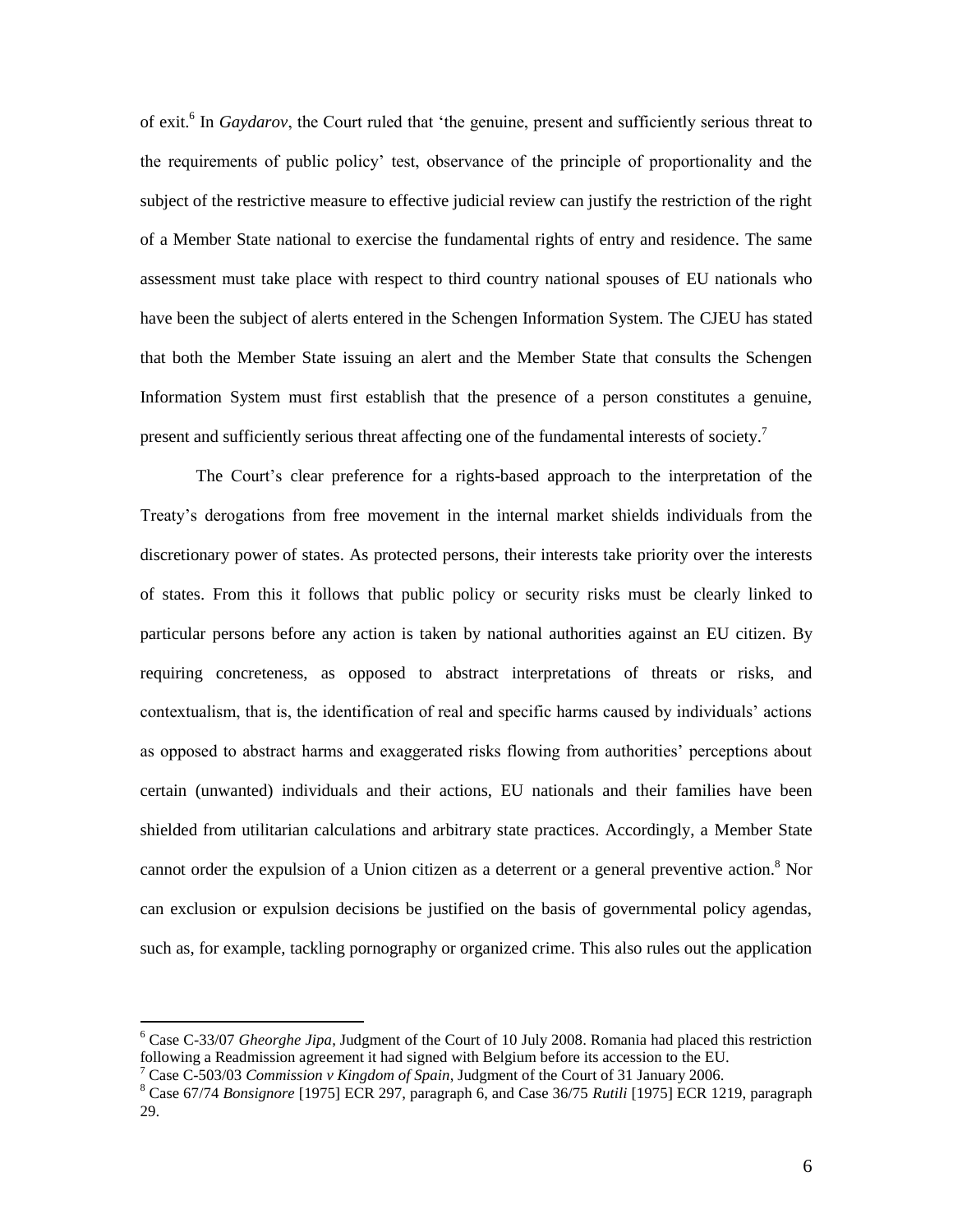of exit.[6] In *Gaydarov*, the Court ruled that 'the genuine, present and sufficiently serious threat to the requirements of public policy' test, observance of the principle of proportionality and the subject of the restrictive measure to effective judicial review can justify the restriction of the right of a Member State national to exercise the fundamental rights of entry and residence. The same assessment must take place with respect to third country national spouses of EU nationals who have been the subject of alerts entered in the Schengen Information System. The CJEU has stated that both the Member State issuing an alert and the Member State that consults the Schengen Information System must first establish that the presence of a person constitutes a genuine, present and sufficiently serious threat affecting one of the fundamental interests of society.[7]

The Court's clear preference for a rights-based approach to the interpretation of the Treaty's derogations from free movement in the internal market shields individuals from the discretionary power of states. As protected persons, their interests take priority over the interests of states. From this it follows that public policy or security risks must be clearly linked to particular persons before any action is taken by national authorities against an EU citizen. By requiring concreteness, as opposed to abstract interpretations of threats or risks, and contextualism, that is, the identification of real and specific harms caused by individuals' actions as opposed to abstract harms and exaggerated risks flowing from authorities' perceptions about certain (unwanted) individuals and their actions, EU nationals and their families have been shielded from utilitarian calculations and arbitrary state practices. Accordingly, a Member State cannot order the expulsion of a Union citizen as a deterrent or a general preventive action.[8] Nor can exclusion or expulsion decisions be justified on the basis of governmental policy agendas, such as, for example, tackling pornography or organized crime. This also rules out the application

---

[6] Case C-33/07 *Gheorghe Jipa*, Judgment of the Court of 10 July 2008. Romania had placed this restriction following a Readmission agreement it had signed with Belgium before its accession to the EU.

[7] Case C-503/03 *Commission v Kingdom of Spain*, Judgment of the Court of 31 January 2006.

[8] Case 67/74 *Bonsignore* [1975] ECR 297, paragraph 6, and Case 36/75 *Rutili* [1975] ECR 1219, paragraph 29.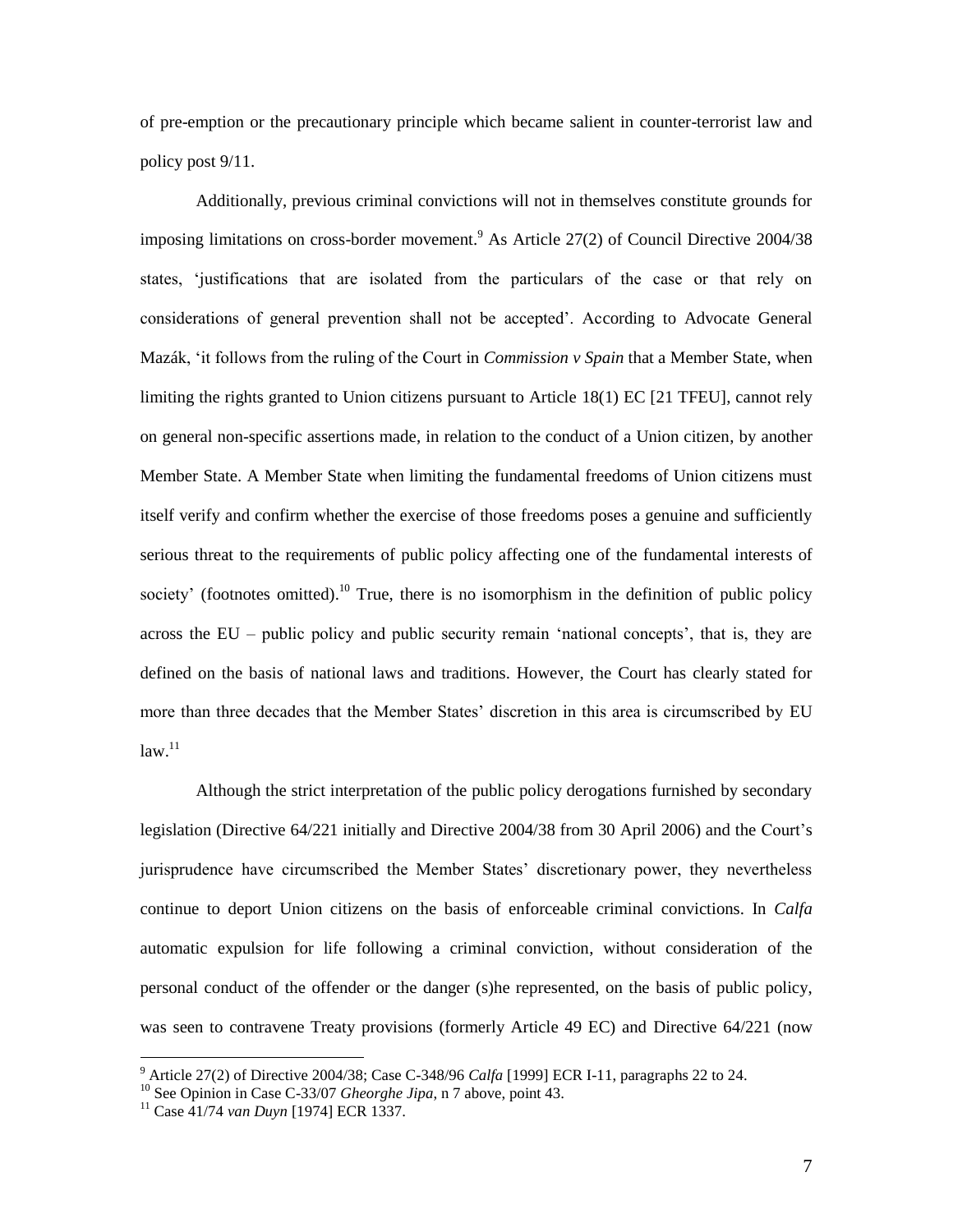of pre-emption or the precautionary principle which became salient in counter-terrorist law and policy post 9/11.

Additionally, previous criminal convictions will not in themselves constitute grounds for imposing limitations on cross-border movement.[9] As Article 27(2) of Council Directive 2004/38 states, 'justifications that are isolated from the particulars of the case or that rely on considerations of general prevention shall not be accepted'. According to Advocate General Mazák, 'it follows from the ruling of the Court in *Commission v Spain* that a Member State, when limiting the rights granted to Union citizens pursuant to Article 18(1) EC [21 TFEU], cannot rely on general non-specific assertions made, in relation to the conduct of a Union citizen, by another Member State. A Member State when limiting the fundamental freedoms of Union citizens must itself verify and confirm whether the exercise of those freedoms poses a genuine and sufficiently serious threat to the requirements of public policy affecting one of the fundamental interests of society' (footnotes omitted).[10] True, there is no isomorphism in the definition of public policy across the EU – public policy and public security remain 'national concepts', that is, they are defined on the basis of national laws and traditions. However, the Court has clearly stated for more than three decades that the Member States' discretion in this area is circumscribed by EU law.[11]

Although the strict interpretation of the public policy derogations furnished by secondary legislation (Directive 64/221 initially and Directive 2004/38 from 30 April 2006) and the Court's jurisprudence have circumscribed the Member States' discretionary power, they nevertheless continue to deport Union citizens on the basis of enforceable criminal convictions. In *Calfa* automatic expulsion for life following a criminal conviction, without consideration of the personal conduct of the offender or the danger (s)he represented, on the basis of public policy, was seen to contravene Treaty provisions (formerly Article 49 EC) and Directive 64/221 (now

---

[9] Article 27(2) of Directive 2004/38; Case C-348/96 *Calfa* [1999] ECR I-11, paragraphs 22 to 24.

[10] See Opinion in Case C-33/07 *Gheorghe Jipa*, n 7 above, point 43.

[11] Case 41/74 *van Duyn* [1974] ECR 1337.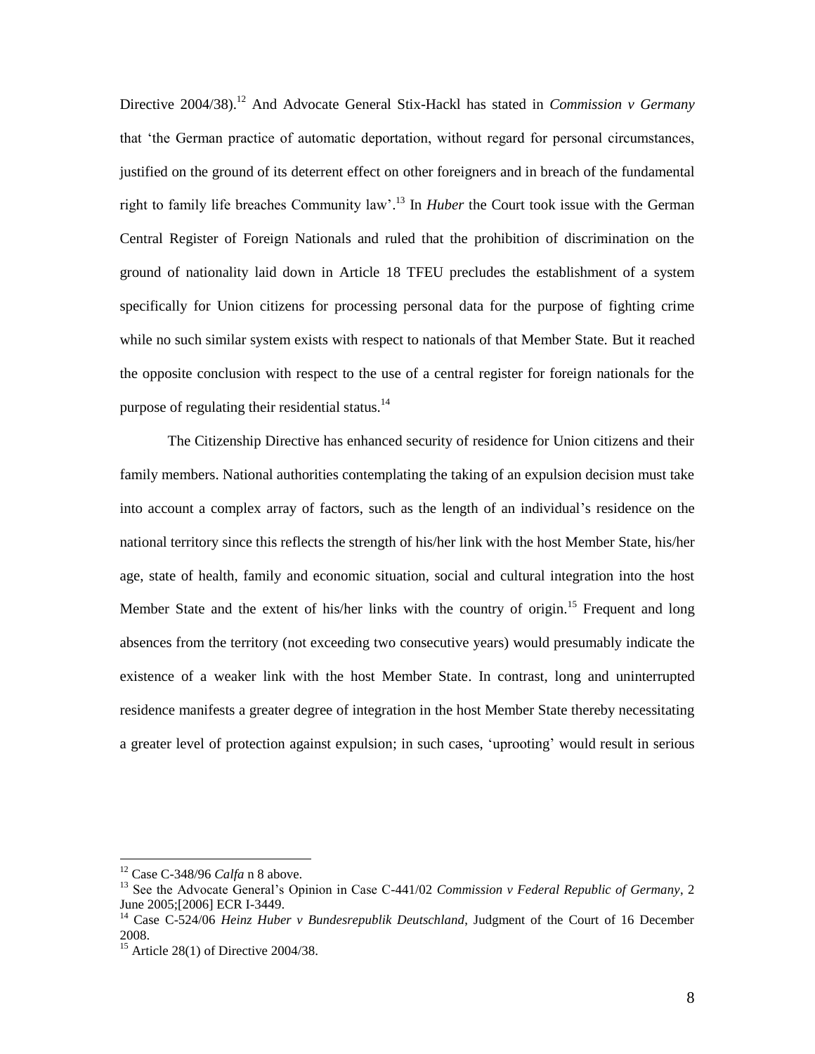Directive 2004/38).[12] And Advocate General Stix-Hackl has stated in *Commission v Germany* that 'the German practice of automatic deportation, without regard for personal circumstances, justified on the ground of its deterrent effect on other foreigners and in breach of the fundamental right to family life breaches Community law'.[13] In *Huber* the Court took issue with the German Central Register of Foreign Nationals and ruled that the prohibition of discrimination on the ground of nationality laid down in Article 18 TFEU precludes the establishment of a system specifically for Union citizens for processing personal data for the purpose of fighting crime while no such similar system exists with respect to nationals of that Member State. But it reached the opposite conclusion with respect to the use of a central register for foreign nationals for the purpose of regulating their residential status.[14]

The Citizenship Directive has enhanced security of residence for Union citizens and their family members. National authorities contemplating the taking of an expulsion decision must take into account a complex array of factors, such as the length of an individual's residence on the national territory since this reflects the strength of his/her link with the host Member State, his/her age, state of health, family and economic situation, social and cultural integration into the host Member State and the extent of his/her links with the country of origin.[15] Frequent and long absences from the territory (not exceeding two consecutive years) would presumably indicate the existence of a weaker link with the host Member State. In contrast, long and uninterrupted residence manifests a greater degree of integration in the host Member State thereby necessitating a greater level of protection against expulsion; in such cases, 'uprooting' would result in serious

---

[12] Case C-348/96 *Calfa* n 8 above.

[13] See the Advocate General's Opinion in Case C-441/02 *Commission v Federal Republic of Germany*, 2 June 2005;[2006] ECR I-3449.

[14] Case C-524/06 *Heinz Huber v Bundesrepublik Deutschland*, Judgment of the Court of 16 December 2008.

[15] Article 28(1) of Directive 2004/38.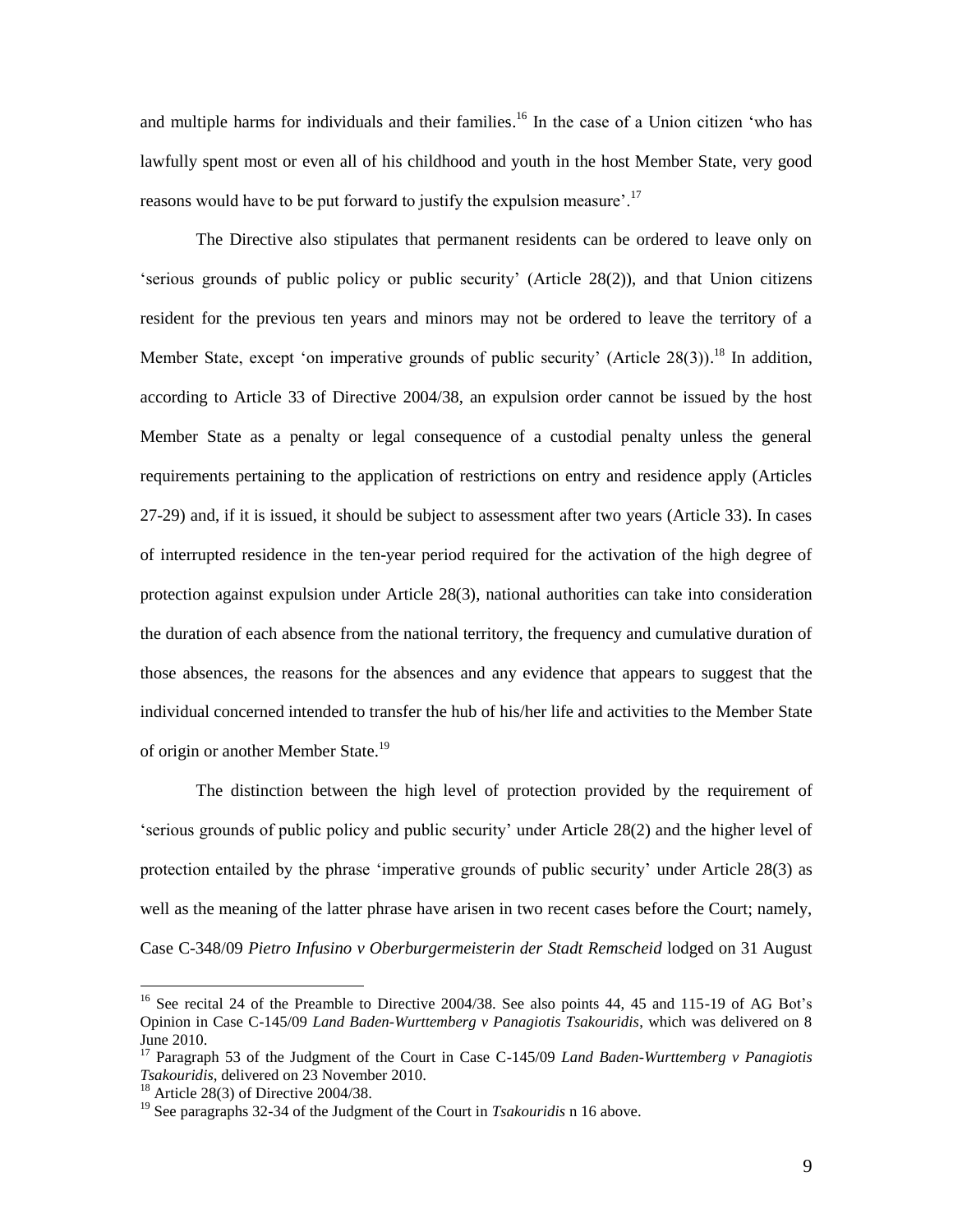and multiple harms for individuals and their families.[16] In the case of a Union citizen 'who has lawfully spent most or even all of his childhood and youth in the host Member State, very good reasons would have to be put forward to justify the expulsion measure'.[17]

The Directive also stipulates that permanent residents can be ordered to leave only on 'serious grounds of public policy or public security' (Article 28(2)), and that Union citizens resident for the previous ten years and minors may not be ordered to leave the territory of a Member State, except 'on imperative grounds of public security' (Article 28(3)).[18] In addition, according to Article 33 of Directive 2004/38, an expulsion order cannot be issued by the host Member State as a penalty or legal consequence of a custodial penalty unless the general requirements pertaining to the application of restrictions on entry and residence apply (Articles 27-29) and, if it is issued, it should be subject to assessment after two years (Article 33). In cases of interrupted residence in the ten-year period required for the activation of the high degree of protection against expulsion under Article 28(3), national authorities can take into consideration the duration of each absence from the national territory, the frequency and cumulative duration of those absences, the reasons for the absences and any evidence that appears to suggest that the individual concerned intended to transfer the hub of his/her life and activities to the Member State of origin or another Member State.[19]

The distinction between the high level of protection provided by the requirement of 'serious grounds of public policy and public security' under Article 28(2) and the higher level of protection entailed by the phrase 'imperative grounds of public security' under Article 28(3) as well as the meaning of the latter phrase have arisen in two recent cases before the Court; namely, Case C-348/09 *Pietro Infusino v Oberburgermeisterin der Stadt Remscheid* lodged on 31 August

---

[16] See recital 24 of the Preamble to Directive 2004/38. See also points 44, 45 and 115-19 of AG Bot's Opinion in Case C-145/09 *Land Baden-Wurttemberg v Panagiotis Tsakouridis*, which was delivered on 8 June 2010.

[17] Paragraph 53 of the Judgment of the Court in Case C-145/09 *Land Baden-Wurttemberg v Panagiotis Tsakouridis*, delivered on 23 November 2010.

[18] Article 28(3) of Directive 2004/38.

[19] See paragraphs 32-34 of the Judgment of the Court in *Tsakouridis* n 16 above.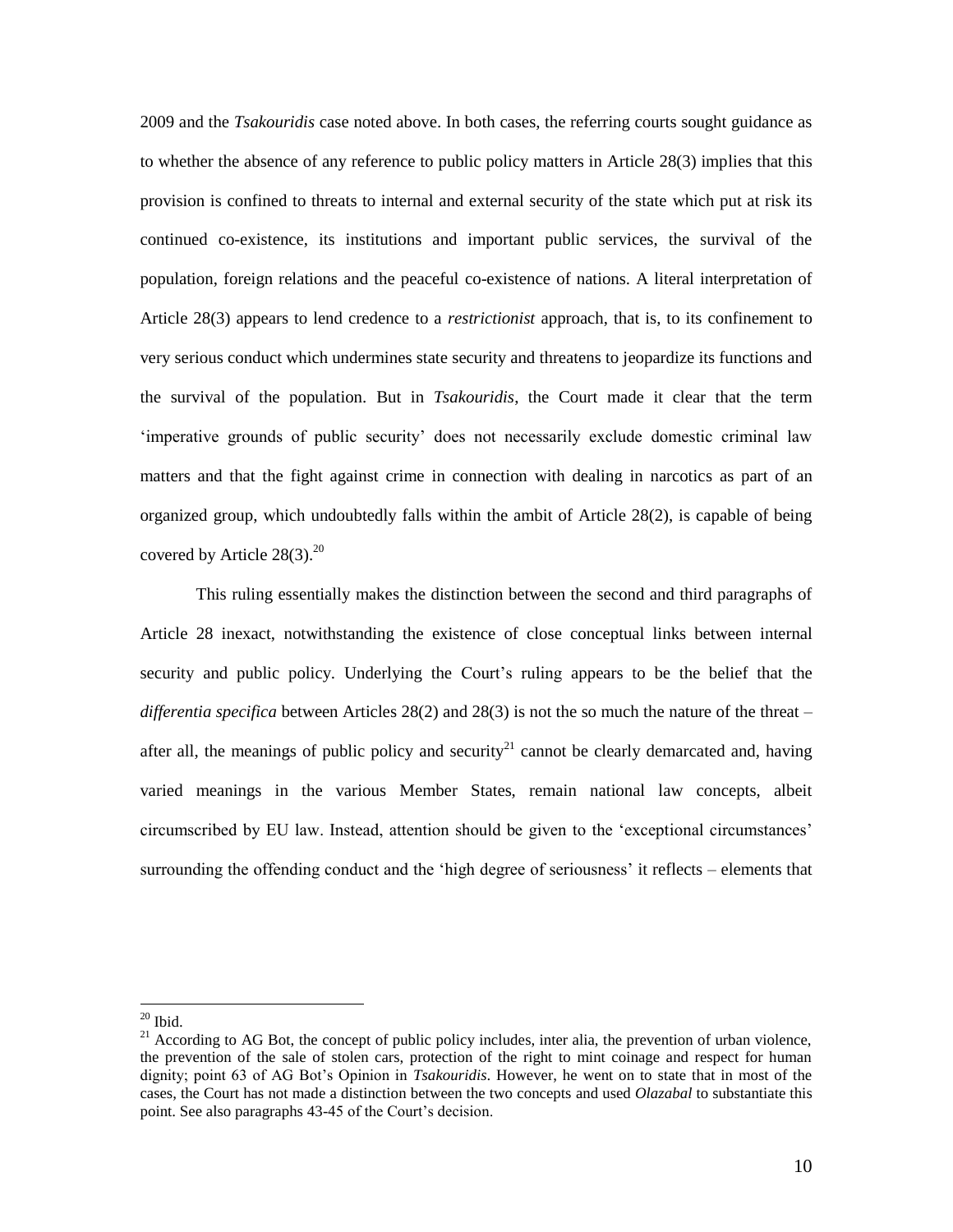2009 and the *Tsakouridis* case noted above. In both cases, the referring courts sought guidance as to whether the absence of any reference to public policy matters in Article 28(3) implies that this provision is confined to threats to internal and external security of the state which put at risk its continued co-existence, its institutions and important public services, the survival of the population, foreign relations and the peaceful co-existence of nations. A literal interpretation of Article 28(3) appears to lend credence to a *restrictionist* approach, that is, to its confinement to very serious conduct which undermines state security and threatens to jeopardize its functions and the survival of the population. But in *Tsakouridis*, the Court made it clear that the term 'imperative grounds of public security' does not necessarily exclude domestic criminal law matters and that the fight against crime in connection with dealing in narcotics as part of an organized group, which undoubtedly falls within the ambit of Article 28(2), is capable of being covered by Article 28(3).[20]

This ruling essentially makes the distinction between the second and third paragraphs of Article 28 inexact, notwithstanding the existence of close conceptual links between internal security and public policy. Underlying the Court's ruling appears to be the belief that the *differentia specifica* between Articles 28(2) and 28(3) is not the so much the nature of the threat – after all, the meanings of public policy and security[21] cannot be clearly demarcated and, having varied meanings in the various Member States, remain national law concepts, albeit circumscribed by EU law. Instead, attention should be given to the 'exceptional circumstances' surrounding the offending conduct and the 'high degree of seriousness' it reflects – elements that

---

[20] Ibid.

[21] According to AG Bot, the concept of public policy includes, inter alia, the prevention of urban violence, the prevention of the sale of stolen cars, protection of the right to mint coinage and respect for human dignity; point 63 of AG Bot's Opinion in *Tsakouridis*. However, he went on to state that in most of the cases, the Court has not made a distinction between the two concepts and used *Olazabal* to substantiate this point. See also paragraphs 43-45 of the Court's decision.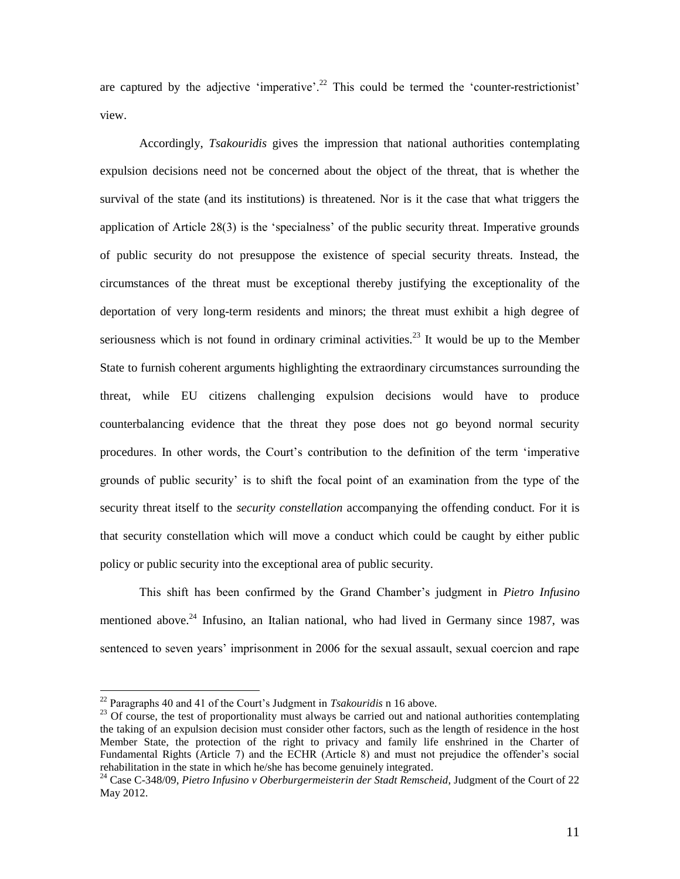are captured by the adjective 'imperative'.[22] This could be termed the 'counter-restrictionist' view.

Accordingly, *Tsakouridis* gives the impression that national authorities contemplating expulsion decisions need not be concerned about the object of the threat, that is whether the survival of the state (and its institutions) is threatened. Nor is it the case that what triggers the application of Article 28(3) is the 'specialness' of the public security threat. Imperative grounds of public security do not presuppose the existence of special security threats. Instead, the circumstances of the threat must be exceptional thereby justifying the exceptionality of the deportation of very long-term residents and minors; the threat must exhibit a high degree of seriousness which is not found in ordinary criminal activities.[23] It would be up to the Member State to furnish coherent arguments highlighting the extraordinary circumstances surrounding the threat, while EU citizens challenging expulsion decisions would have to produce counterbalancing evidence that the threat they pose does not go beyond normal security procedures. In other words, the Court's contribution to the definition of the term 'imperative grounds of public security' is to shift the focal point of an examination from the type of the security threat itself to the *security constellation* accompanying the offending conduct. For it is that security constellation which will move a conduct which could be caught by either public policy or public security into the exceptional area of public security.

This shift has been confirmed by the Grand Chamber's judgment in *Pietro Infusino* mentioned above.[24] Infusino, an Italian national, who had lived in Germany since 1987, was sentenced to seven years' imprisonment in 2006 for the sexual assault, sexual coercion and rape

---

[22] Paragraphs 40 and 41 of the Court's Judgment in *Tsakouridis* n 16 above.

[23] Of course, the test of proportionality must always be carried out and national authorities contemplating the taking of an expulsion decision must consider other factors, such as the length of residence in the host Member State, the protection of the right to privacy and family life enshrined in the Charter of Fundamental Rights (Article 7) and the ECHR (Article 8) and must not prejudice the offender's social rehabilitation in the state in which he/she has become genuinely integrated.

[24] Case C-348/09, *Pietro Infusino v Oberburgermeisterin der Stadt Remscheid*, Judgment of the Court of 22 May 2012.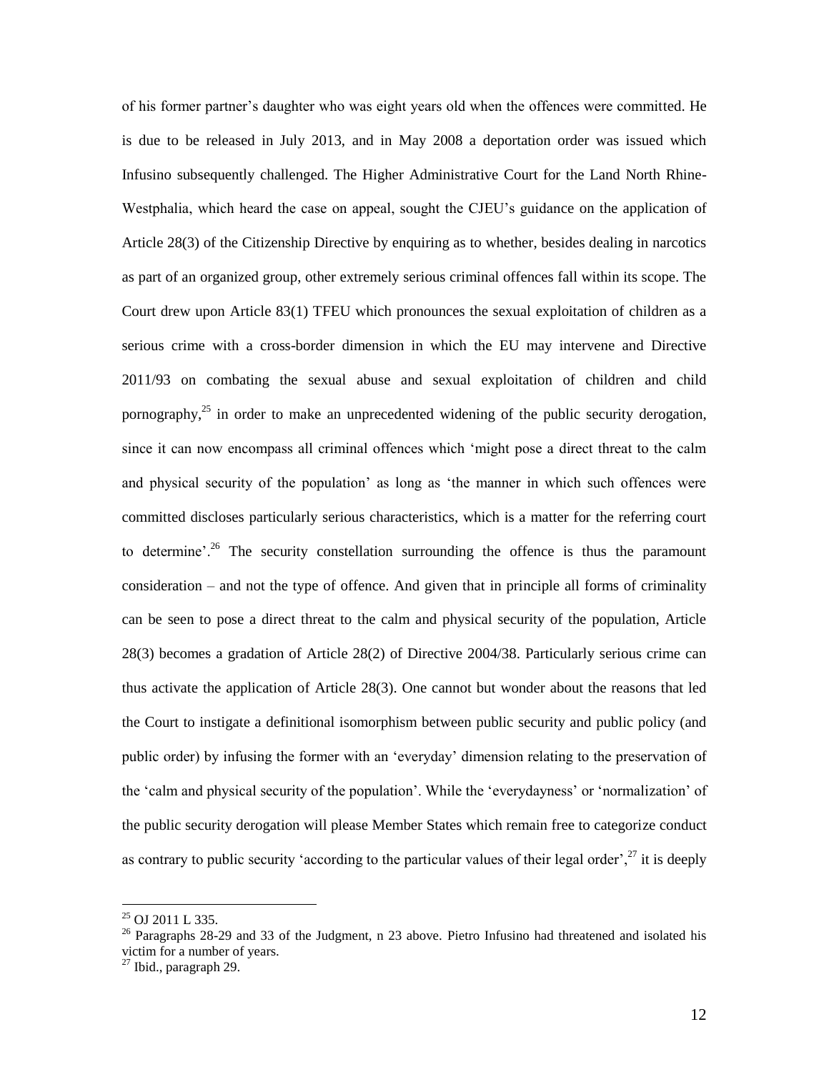of his former partner's daughter who was eight years old when the offences were committed. He is due to be released in July 2013, and in May 2008 a deportation order was issued which Infusino subsequently challenged. The Higher Administrative Court for the Land North Rhine-Westphalia, which heard the case on appeal, sought the CJEU's guidance on the application of Article 28(3) of the Citizenship Directive by enquiring as to whether, besides dealing in narcotics as part of an organized group, other extremely serious criminal offences fall within its scope. The Court drew upon Article 83(1) TFEU which pronounces the sexual exploitation of children as a serious crime with a cross-border dimension in which the EU may intervene and Directive 2011/93 on combating the sexual abuse and sexual exploitation of children and child pornography,[25] in order to make an unprecedented widening of the public security derogation, since it can now encompass all criminal offences which 'might pose a direct threat to the calm and physical security of the population' as long as 'the manner in which such offences were committed discloses particularly serious characteristics, which is a matter for the referring court to determine'.[26] The security constellation surrounding the offence is thus the paramount consideration – and not the type of offence. And given that in principle all forms of criminality can be seen to pose a direct threat to the calm and physical security of the population, Article 28(3) becomes a gradation of Article 28(2) of Directive 2004/38. Particularly serious crime can thus activate the application of Article 28(3). One cannot but wonder about the reasons that led the Court to instigate a definitional isomorphism between public security and public policy (and public order) by infusing the former with an 'everyday' dimension relating to the preservation of the 'calm and physical security of the population'. While the 'everydayness' or 'normalization' of the public security derogation will please Member States which remain free to categorize conduct as contrary to public security 'according to the particular values of their legal order',[27] it is deeply

---

[25] OJ 2011 L 335.

[26] Paragraphs 28-29 and 33 of the Judgment, n 23 above. Pietro Infusino had threatened and isolated his victim for a number of years.

[27] Ibid., paragraph 29.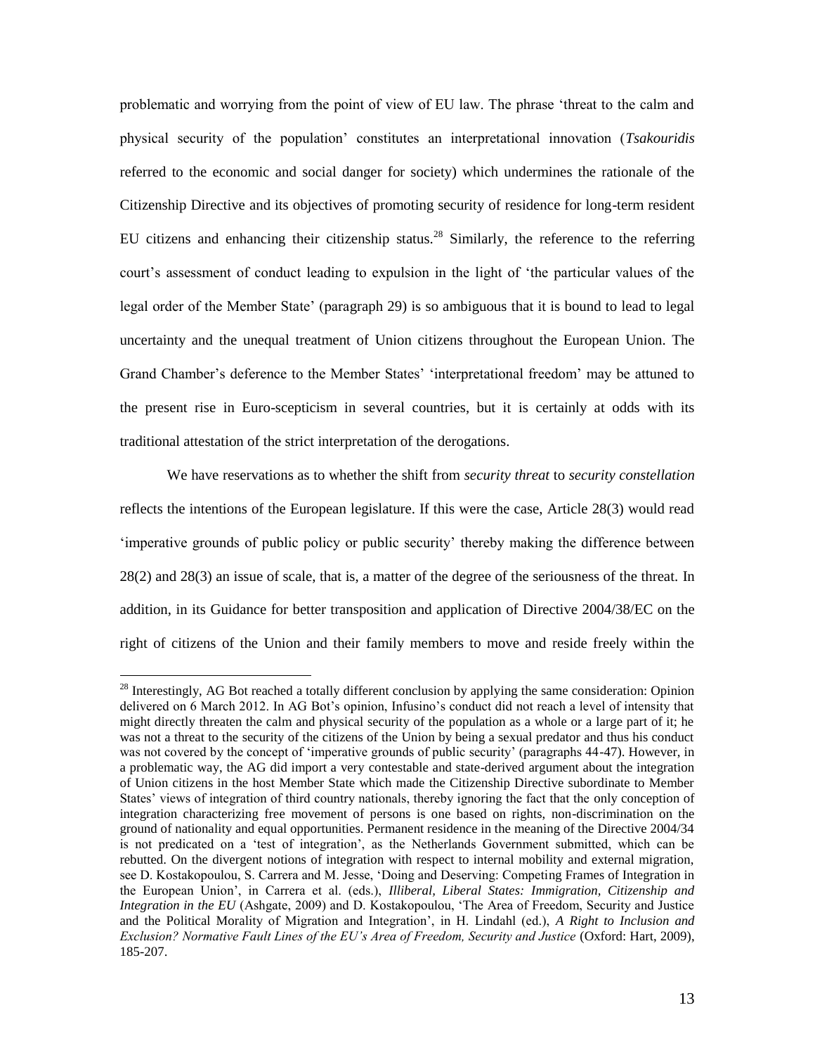problematic and worrying from the point of view of EU law. The phrase 'threat to the calm and physical security of the population' constitutes an interpretational innovation (*Tsakouridis* referred to the economic and social danger for society) which undermines the rationale of the Citizenship Directive and its objectives of promoting security of residence for long-term resident EU citizens and enhancing their citizenship status.[28] Similarly, the reference to the referring court's assessment of conduct leading to expulsion in the light of 'the particular values of the legal order of the Member State' (paragraph 29) is so ambiguous that it is bound to lead to legal uncertainty and the unequal treatment of Union citizens throughout the European Union. The Grand Chamber's deference to the Member States' 'interpretational freedom' may be attuned to the present rise in Euro-scepticism in several countries, but it is certainly at odds with its traditional attestation of the strict interpretation of the derogations.

We have reservations as to whether the shift from *security threat* to *security constellation* reflects the intentions of the European legislature. If this were the case, Article 28(3) would read 'imperative grounds of public policy or public security' thereby making the difference between 28(2) and 28(3) an issue of scale, that is, a matter of the degree of the seriousness of the threat. In addition, in its Guidance for better transposition and application of Directive 2004/38/EC on the right of citizens of the Union and their family members to move and reside freely within the

---

[28] Interestingly, AG Bot reached a totally different conclusion by applying the same consideration: Opinion delivered on 6 March 2012. In AG Bot's opinion, Infusino's conduct did not reach a level of intensity that might directly threaten the calm and physical security of the population as a whole or a large part of it; he was not a threat to the security of the citizens of the Union by being a sexual predator and thus his conduct was not covered by the concept of 'imperative grounds of public security' (paragraphs 44-47). However, in a problematic way, the AG did import a very contestable and state-derived argument about the integration of Union citizens in the host Member State which made the Citizenship Directive subordinate to Member States' views of integration of third country nationals, thereby ignoring the fact that the only conception of integration characterizing free movement of persons is one based on rights, non-discrimination on the ground of nationality and equal opportunities. Permanent residence in the meaning of the Directive 2004/34 is not predicated on a 'test of integration', as the Netherlands Government submitted, which can be rebutted. On the divergent notions of integration with respect to internal mobility and external migration, see D. Kostakopoulou, S. Carrera and M. Jesse, 'Doing and Deserving: Competing Frames of Integration in the European Union', in Carrera et al. (eds.), *Illiberal, Liberal States: Immigration, Citizenship and Integration in the EU* (Ashgate, 2009) and D. Kostakopoulou, 'The Area of Freedom, Security and Justice and the Political Morality of Migration and Integration', in H. Lindahl (ed.), *A Right to Inclusion and Exclusion? Normative Fault Lines of the EU's Area of Freedom, Security and Justice* (Oxford: Hart, 2009), 185-207.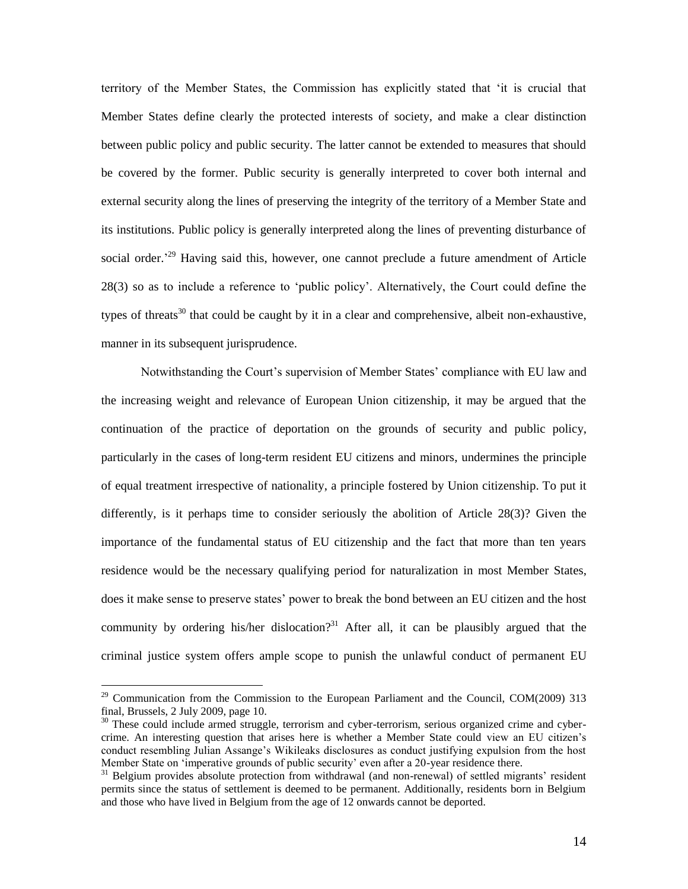territory of the Member States, the Commission has explicitly stated that 'it is crucial that Member States define clearly the protected interests of society, and make a clear distinction between public policy and public security. The latter cannot be extended to measures that should be covered by the former. Public security is generally interpreted to cover both internal and external security along the lines of preserving the integrity of the territory of a Member State and its institutions. Public policy is generally interpreted along the lines of preventing disturbance of social order.'[29] Having said this, however, one cannot preclude a future amendment of Article 28(3) so as to include a reference to 'public policy'. Alternatively, the Court could define the types of threats[30] that could be caught by it in a clear and comprehensive, albeit non-exhaustive, manner in its subsequent jurisprudence.

Notwithstanding the Court's supervision of Member States' compliance with EU law and the increasing weight and relevance of European Union citizenship, it may be argued that the continuation of the practice of deportation on the grounds of security and public policy, particularly in the cases of long-term resident EU citizens and minors, undermines the principle of equal treatment irrespective of nationality, a principle fostered by Union citizenship. To put it differently, is it perhaps time to consider seriously the abolition of Article 28(3)? Given the importance of the fundamental status of EU citizenship and the fact that more than ten years residence would be the necessary qualifying period for naturalization in most Member States, does it make sense to preserve states' power to break the bond between an EU citizen and the host community by ordering his/her dislocation?[31] After all, it can be plausibly argued that the criminal justice system offers ample scope to punish the unlawful conduct of permanent EU

---

[29] Communication from the Commission to the European Parliament and the Council, COM(2009) 313 final, Brussels, 2 July 2009, page 10.

[30] These could include armed struggle, terrorism and cyber-terrorism, serious organized crime and cyber-crime. An interesting question that arises here is whether a Member State could view an EU citizen's conduct resembling Julian Assange's Wikileaks disclosures as conduct justifying expulsion from the host Member State on 'imperative grounds of public security' even after a 20-year residence there.

[31] Belgium provides absolute protection from withdrawal (and non-renewal) of settled migrants' resident permits since the status of settlement is deemed to be permanent. Additionally, residents born in Belgium and those who have lived in Belgium from the age of 12 onwards cannot be deported.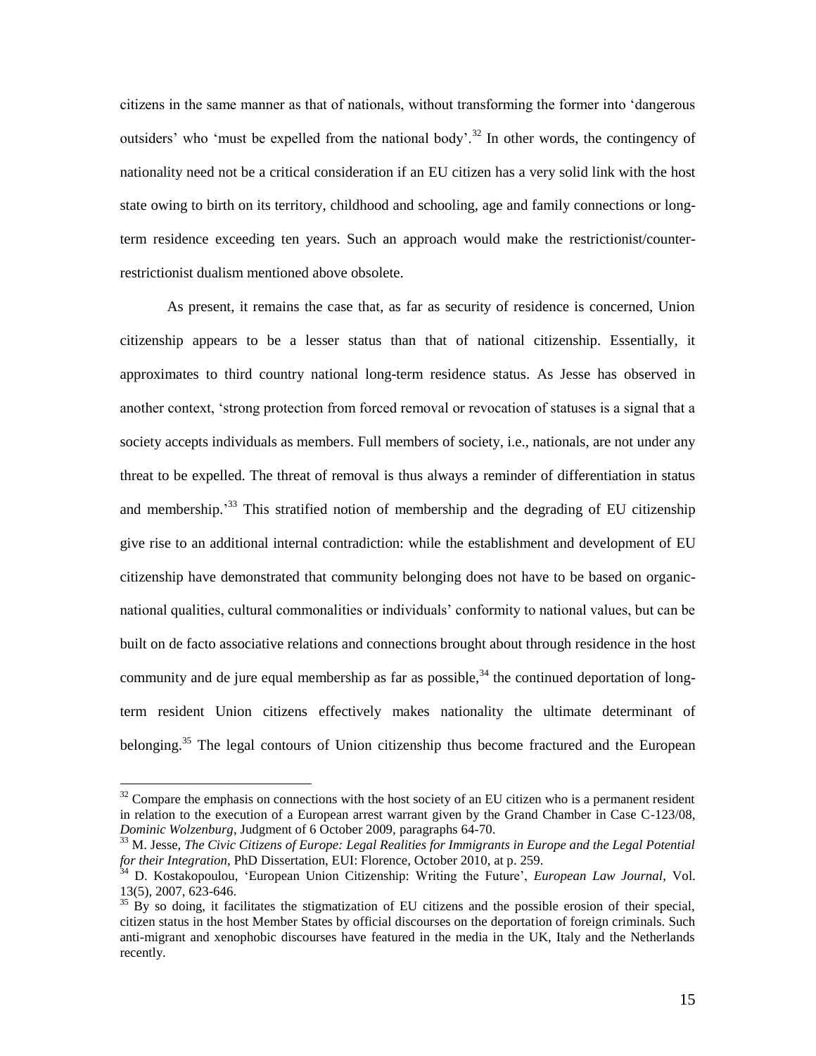citizens in the same manner as that of nationals, without transforming the former into 'dangerous outsiders' who 'must be expelled from the national body'.[32] In other words, the contingency of nationality need not be a critical consideration if an EU citizen has a very solid link with the host state owing to birth on its territory, childhood and schooling, age and family connections or long-term residence exceeding ten years. Such an approach would make the restrictionist/counter-restrictionist dualism mentioned above obsolete.

As present, it remains the case that, as far as security of residence is concerned, Union citizenship appears to be a lesser status than that of national citizenship. Essentially, it approximates to third country national long-term residence status. As Jesse has observed in another context, 'strong protection from forced removal or revocation of statuses is a signal that a society accepts individuals as members. Full members of society, i.e., nationals, are not under any threat to be expelled. The threat of removal is thus always a reminder of differentiation in status and membership.'[33] This stratified notion of membership and the degrading of EU citizenship give rise to an additional internal contradiction: while the establishment and development of EU citizenship have demonstrated that community belonging does not have to be based on organic-national qualities, cultural commonalities or individuals' conformity to national values, but can be built on de facto associative relations and connections brought about through residence in the host community and de jure equal membership as far as possible,[34] the continued deportation of long-term resident Union citizens effectively makes nationality the ultimate determinant of belonging.[35] The legal contours of Union citizenship thus become fractured and the European

---

[32] Compare the emphasis on connections with the host society of an EU citizen who is a permanent resident in relation to the execution of a European arrest warrant given by the Grand Chamber in Case C-123/08, *Dominic Wolzenburg*, Judgment of 6 October 2009, paragraphs 64-70.

[33] M. Jesse, *The Civic Citizens of Europe: Legal Realities for Immigrants in Europe and the Legal Potential for their Integration*, PhD Dissertation, EUI: Florence, October 2010, at p. 259.

[34] D. Kostakopoulou, 'European Union Citizenship: Writing the Future', *European Law Journal*, Vol. 13(5), 2007, 623-646.

[35] By so doing, it facilitates the stigmatization of EU citizens and the possible erosion of their special, citizen status in the host Member States by official discourses on the deportation of foreign criminals. Such anti-migrant and xenophobic discourses have featured in the media in the UK, Italy and the Netherlands recently.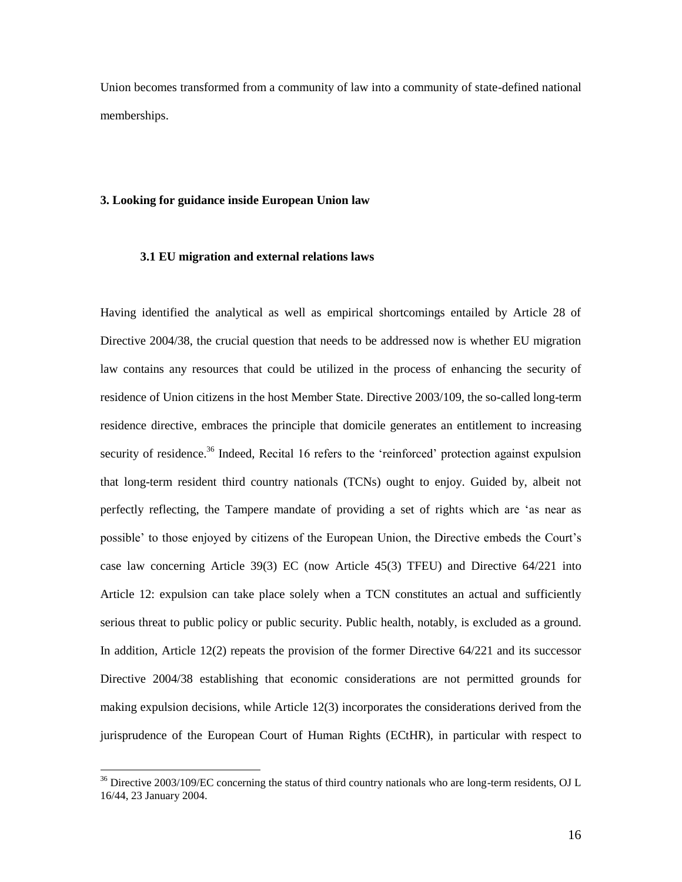Union becomes transformed from a community of law into a community of state-defined national memberships.

## 3. Looking for guidance inside European Union law

### 3.1 EU migration and external relations laws

Having identified the analytical as well as empirical shortcomings entailed by Article 28 of Directive 2004/38, the crucial question that needs to be addressed now is whether EU migration law contains any resources that could be utilized in the process of enhancing the security of residence of Union citizens in the host Member State. Directive 2003/109, the so-called long-term residence directive, embraces the principle that domicile generates an entitlement to increasing security of residence.[36] Indeed, Recital 16 refers to the 'reinforced' protection against expulsion that long-term resident third country nationals (TCNs) ought to enjoy. Guided by, albeit not perfectly reflecting, the Tampere mandate of providing a set of rights which are 'as near as possible' to those enjoyed by citizens of the European Union, the Directive embeds the Court's case law concerning Article 39(3) EC (now Article 45(3) TFEU) and Directive 64/221 into Article 12: expulsion can take place solely when a TCN constitutes an actual and sufficiently serious threat to public policy or public security. Public health, notably, is excluded as a ground. In addition, Article 12(2) repeats the provision of the former Directive 64/221 and its successor Directive 2004/38 establishing that economic considerations are not permitted grounds for making expulsion decisions, while Article 12(3) incorporates the considerations derived from the jurisprudence of the European Court of Human Rights (ECtHR), in particular with respect to

[36] Directive 2003/109/EC concerning the status of third country nationals who are long-term residents, OJ L 16/44, 23 January 2004.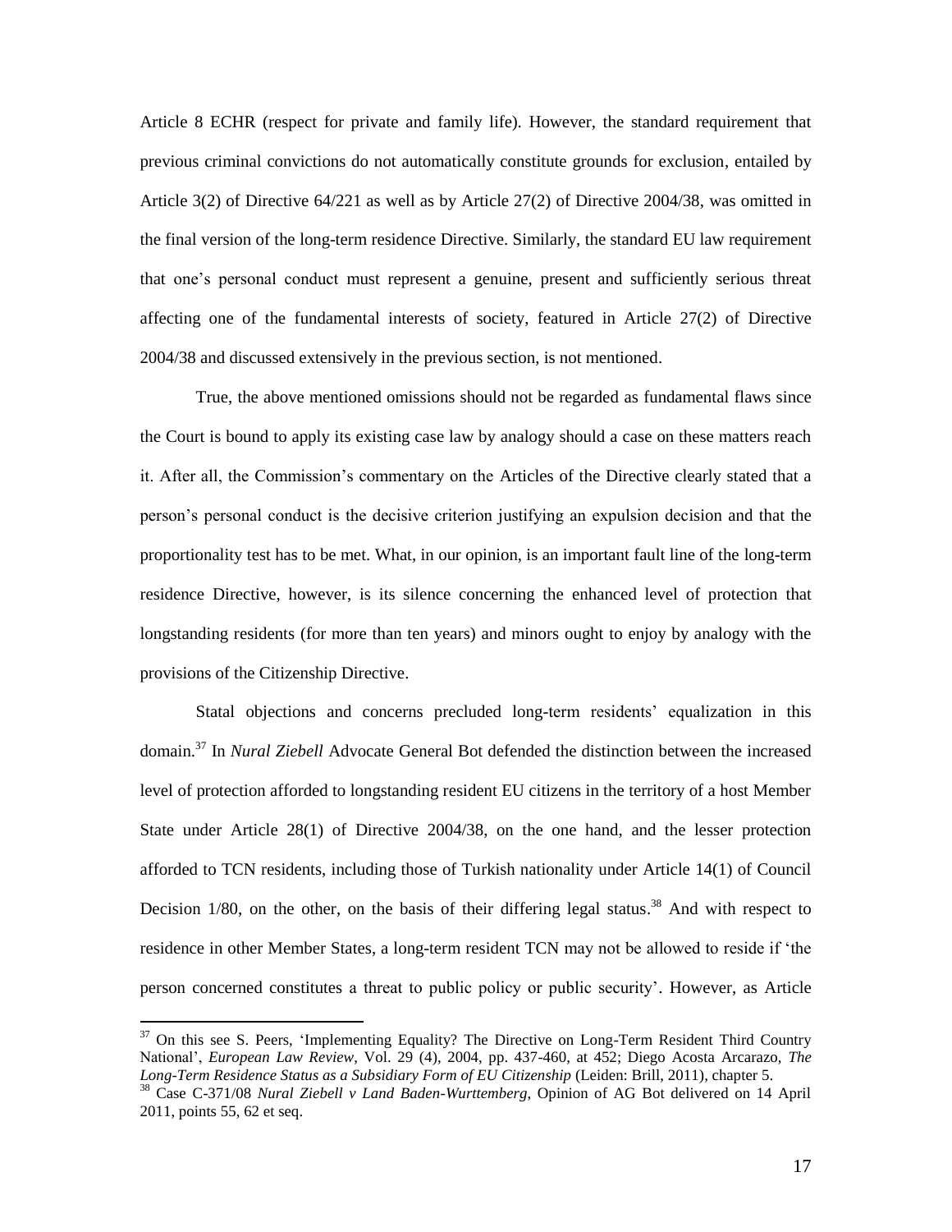Article 8 ECHR (respect for private and family life). However, the standard requirement that previous criminal convictions do not automatically constitute grounds for exclusion, entailed by Article 3(2) of Directive 64/221 as well as by Article 27(2) of Directive 2004/38, was omitted in the final version of the long-term residence Directive. Similarly, the standard EU law requirement that one's personal conduct must represent a genuine, present and sufficiently serious threat affecting one of the fundamental interests of society, featured in Article 27(2) of Directive 2004/38 and discussed extensively in the previous section, is not mentioned.

True, the above mentioned omissions should not be regarded as fundamental flaws since the Court is bound to apply its existing case law by analogy should a case on these matters reach it. After all, the Commission's commentary on the Articles of the Directive clearly stated that a person's personal conduct is the decisive criterion justifying an expulsion decision and that the proportionality test has to be met. What, in our opinion, is an important fault line of the long-term residence Directive, however, is its silence concerning the enhanced level of protection that longstanding residents (for more than ten years) and minors ought to enjoy by analogy with the provisions of the Citizenship Directive.

Statal objections and concerns precluded long-term residents' equalization in this domain.[37] In *Nural Ziebell* Advocate General Bot defended the distinction between the increased level of protection afforded to longstanding resident EU citizens in the territory of a host Member State under Article 28(1) of Directive 2004/38, on the one hand, and the lesser protection afforded to TCN residents, including those of Turkish nationality under Article 14(1) of Council Decision 1/80, on the other, on the basis of their differing legal status.[38] And with respect to residence in other Member States, a long-term resident TCN may not be allowed to reside if 'the person concerned constitutes a threat to public policy or public security'. However, as Article

---

[37] On this see S. Peers, 'Implementing Equality? The Directive on Long-Term Resident Third Country National', *European Law Review*, Vol. 29 (4), 2004, pp. 437-460, at 452; Diego Acosta Arcarazo, *The Long-Term Residence Status as a Subsidiary Form of EU Citizenship* (Leiden: Brill, 2011), chapter 5.

[38] Case C-371/08 *Nural Ziebell v Land Baden-Wurttemberg*, Opinion of AG Bot delivered on 14 April 2011, points 55, 62 et seq.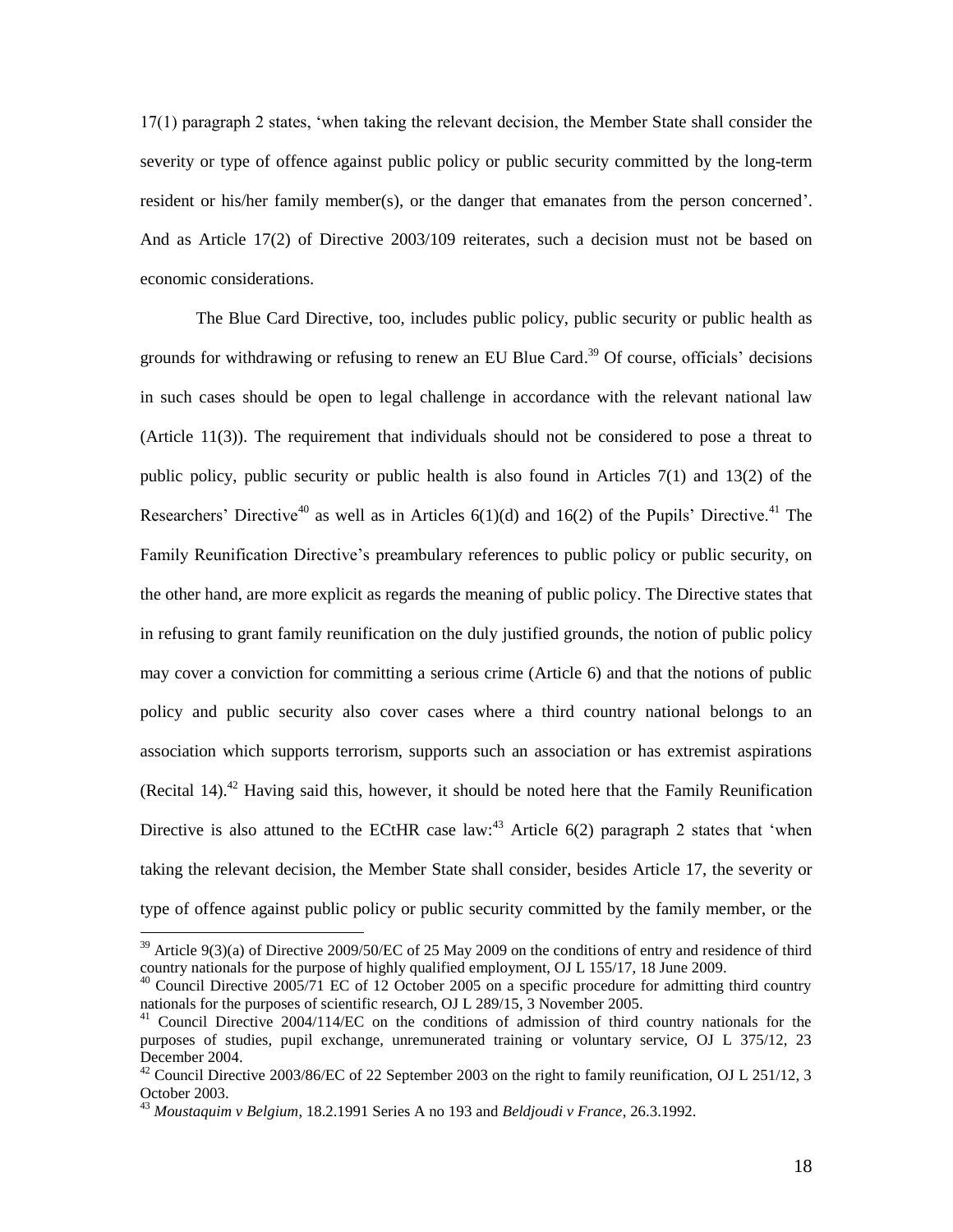17(1) paragraph 2 states, 'when taking the relevant decision, the Member State shall consider the severity or type of offence against public policy or public security committed by the long-term resident or his/her family member(s), or the danger that emanates from the person concerned'. And as Article 17(2) of Directive 2003/109 reiterates, such a decision must not be based on economic considerations.

The Blue Card Directive, too, includes public policy, public security or public health as grounds for withdrawing or refusing to renew an EU Blue Card.[39] Of course, officials' decisions in such cases should be open to legal challenge in accordance with the relevant national law (Article 11(3)). The requirement that individuals should not be considered to pose a threat to public policy, public security or public health is also found in Articles 7(1) and 13(2) of the Researchers' Directive[40] as well as in Articles 6(1)(d) and 16(2) of the Pupils' Directive.[41] The Family Reunification Directive's preambulary references to public policy or public security, on the other hand, are more explicit as regards the meaning of public policy. The Directive states that in refusing to grant family reunification on the duly justified grounds, the notion of public policy may cover a conviction for committing a serious crime (Article 6) and that the notions of public policy and public security also cover cases where a third country national belongs to an association which supports terrorism, supports such an association or has extremist aspirations (Recital 14).[42] Having said this, however, it should be noted here that the Family Reunification Directive is also attuned to the ECtHR case law:[43] Article 6(2) paragraph 2 states that 'when taking the relevant decision, the Member State shall consider, besides Article 17, the severity or type of offence against public policy or public security committed by the family member, or the

---

[39] Article 9(3)(a) of Directive 2009/50/EC of 25 May 2009 on the conditions of entry and residence of third country nationals for the purpose of highly qualified employment, OJ L 155/17, 18 June 2009.

[40] Council Directive 2005/71 EC of 12 October 2005 on a specific procedure for admitting third country nationals for the purposes of scientific research, OJ L 289/15, 3 November 2005.

[41] Council Directive 2004/114/EC on the conditions of admission of third country nationals for the purposes of studies, pupil exchange, unremunerated training or voluntary service, OJ L 375/12, 23 December 2004.

[42] Council Directive 2003/86/EC of 22 September 2003 on the right to family reunification, OJ L 251/12, 3 October 2003.

[43] *Moustaquim v Belgium*, 18.2.1991 Series A no 193 and *Beldjoudi v France*, 26.3.1992.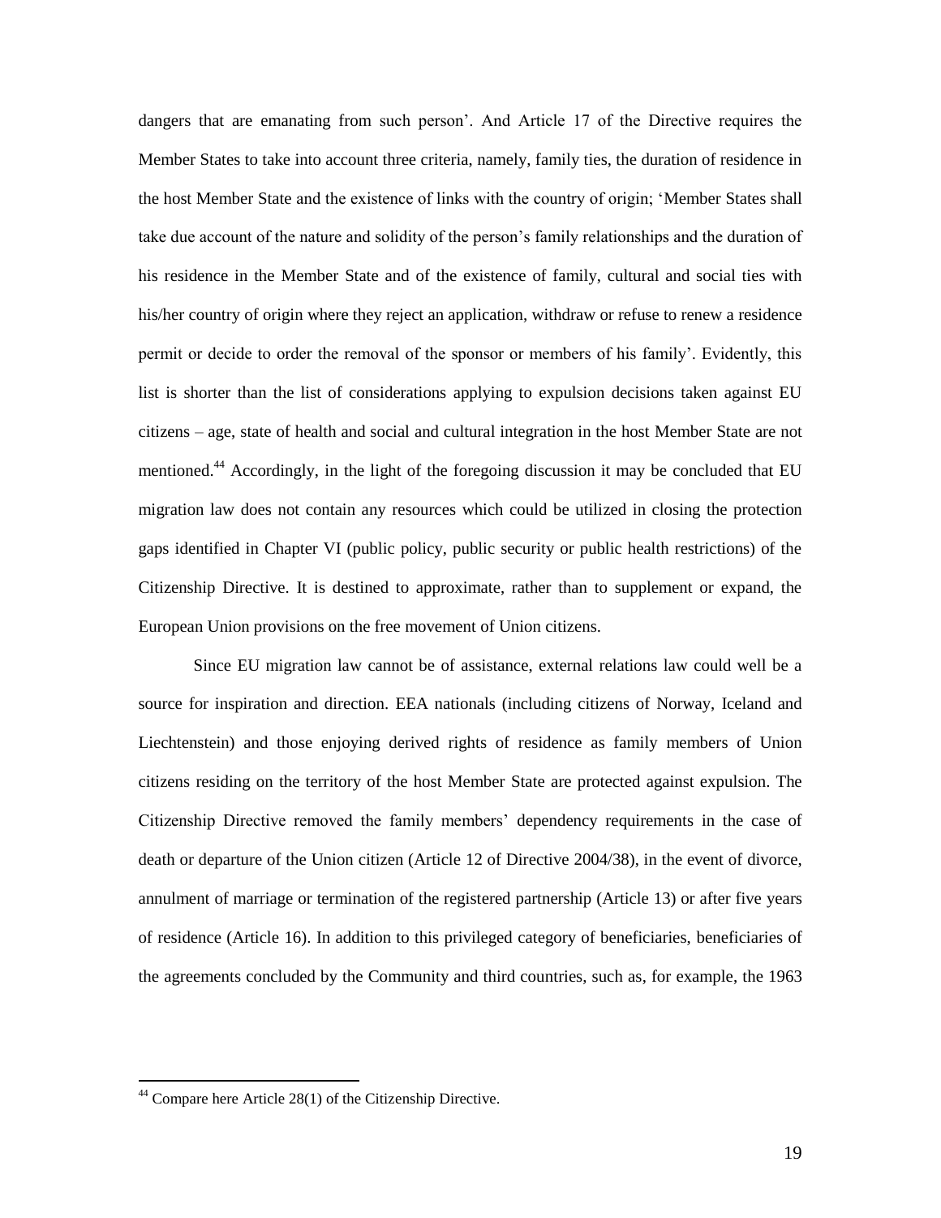dangers that are emanating from such person'. And Article 17 of the Directive requires the Member States to take into account three criteria, namely, family ties, the duration of residence in the host Member State and the existence of links with the country of origin; 'Member States shall take due account of the nature and solidity of the person's family relationships and the duration of his residence in the Member State and of the existence of family, cultural and social ties with his/her country of origin where they reject an application, withdraw or refuse to renew a residence permit or decide to order the removal of the sponsor or members of his family'. Evidently, this list is shorter than the list of considerations applying to expulsion decisions taken against EU citizens – age, state of health and social and cultural integration in the host Member State are not mentioned.[44] Accordingly, in the light of the foregoing discussion it may be concluded that EU migration law does not contain any resources which could be utilized in closing the protection gaps identified in Chapter VI (public policy, public security or public health restrictions) of the Citizenship Directive. It is destined to approximate, rather than to supplement or expand, the European Union provisions on the free movement of Union citizens.

Since EU migration law cannot be of assistance, external relations law could well be a source for inspiration and direction. EEA nationals (including citizens of Norway, Iceland and Liechtenstein) and those enjoying derived rights of residence as family members of Union citizens residing on the territory of the host Member State are protected against expulsion. The Citizenship Directive removed the family members' dependency requirements in the case of death or departure of the Union citizen (Article 12 of Directive 2004/38), in the event of divorce, annulment of marriage or termination of the registered partnership (Article 13) or after five years of residence (Article 16). In addition to this privileged category of beneficiaries, beneficiaries of the agreements concluded by the Community and third countries, such as, for example, the 1963

[44] Compare here Article 28(1) of the Citizenship Directive.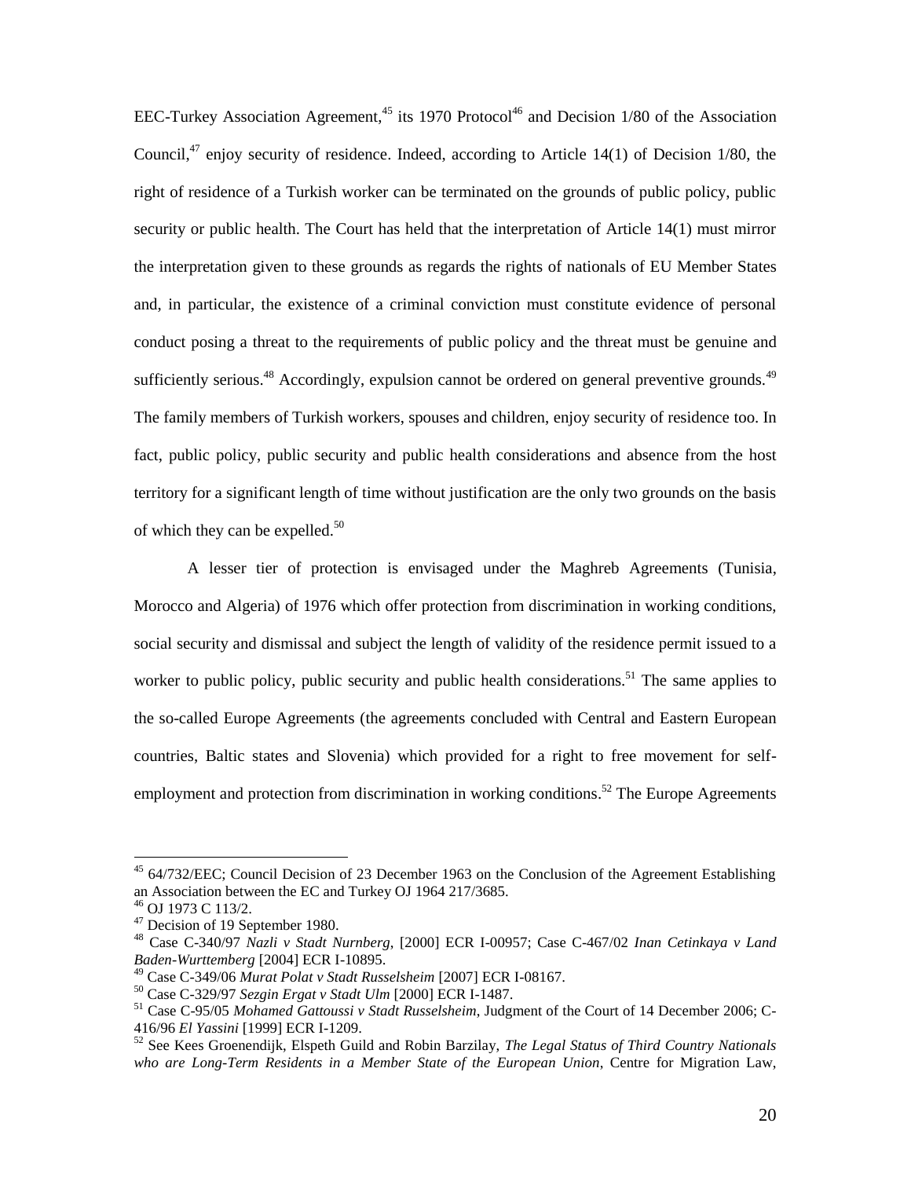EEC-Turkey Association Agreement,[45] its 1970 Protocol[46] and Decision 1/80 of the Association Council,[47] enjoy security of residence. Indeed, according to Article 14(1) of Decision 1/80, the right of residence of a Turkish worker can be terminated on the grounds of public policy, public security or public health. The Court has held that the interpretation of Article 14(1) must mirror the interpretation given to these grounds as regards the rights of nationals of EU Member States and, in particular, the existence of a criminal conviction must constitute evidence of personal conduct posing a threat to the requirements of public policy and the threat must be genuine and sufficiently serious.[48] Accordingly, expulsion cannot be ordered on general preventive grounds.[49] The family members of Turkish workers, spouses and children, enjoy security of residence too. In fact, public policy, public security and public health considerations and absence from the host territory for a significant length of time without justification are the only two grounds on the basis of which they can be expelled.[50]

A lesser tier of protection is envisaged under the Maghreb Agreements (Tunisia, Morocco and Algeria) of 1976 which offer protection from discrimination in working conditions, social security and dismissal and subject the length of validity of the residence permit issued to a worker to public policy, public security and public health considerations.[51] The same applies to the so-called Europe Agreements (the agreements concluded with Central and Eastern European countries, Baltic states and Slovenia) which provided for a right to free movement for self-employment and protection from discrimination in working conditions.[52] The Europe Agreements

---

[45] 64/732/EEC; Council Decision of 23 December 1963 on the Conclusion of the Agreement Establishing an Association between the EC and Turkey OJ 1964 217/3685.

[46] OJ 1973 C 113/2.

[47] Decision of 19 September 1980.

[48] Case C-340/97 *Nazli v Stadt Nurnberg*, [2000] ECR I-00957; Case C-467/02 *Inan Cetinkaya v Land Baden-Wurttemberg* [2004] ECR I-10895.

[49] Case C-349/06 *Murat Polat v Stadt Russelsheim* [2007] ECR I-08167.

[50] Case C-329/97 *Sezgin Ergat v Stadt Ulm* [2000] ECR I-1487.

[51] Case C-95/05 *Mohamed Gattoussi v Stadt Russelsheim*, Judgment of the Court of 14 December 2006; C-416/96 *El Yassini* [1999] ECR I-1209.

[52] See Kees Groenendijk, Elspeth Guild and Robin Barzilay, *The Legal Status of Third Country Nationals who are Long-Term Residents in a Member State of the European Union*, Centre for Migration Law,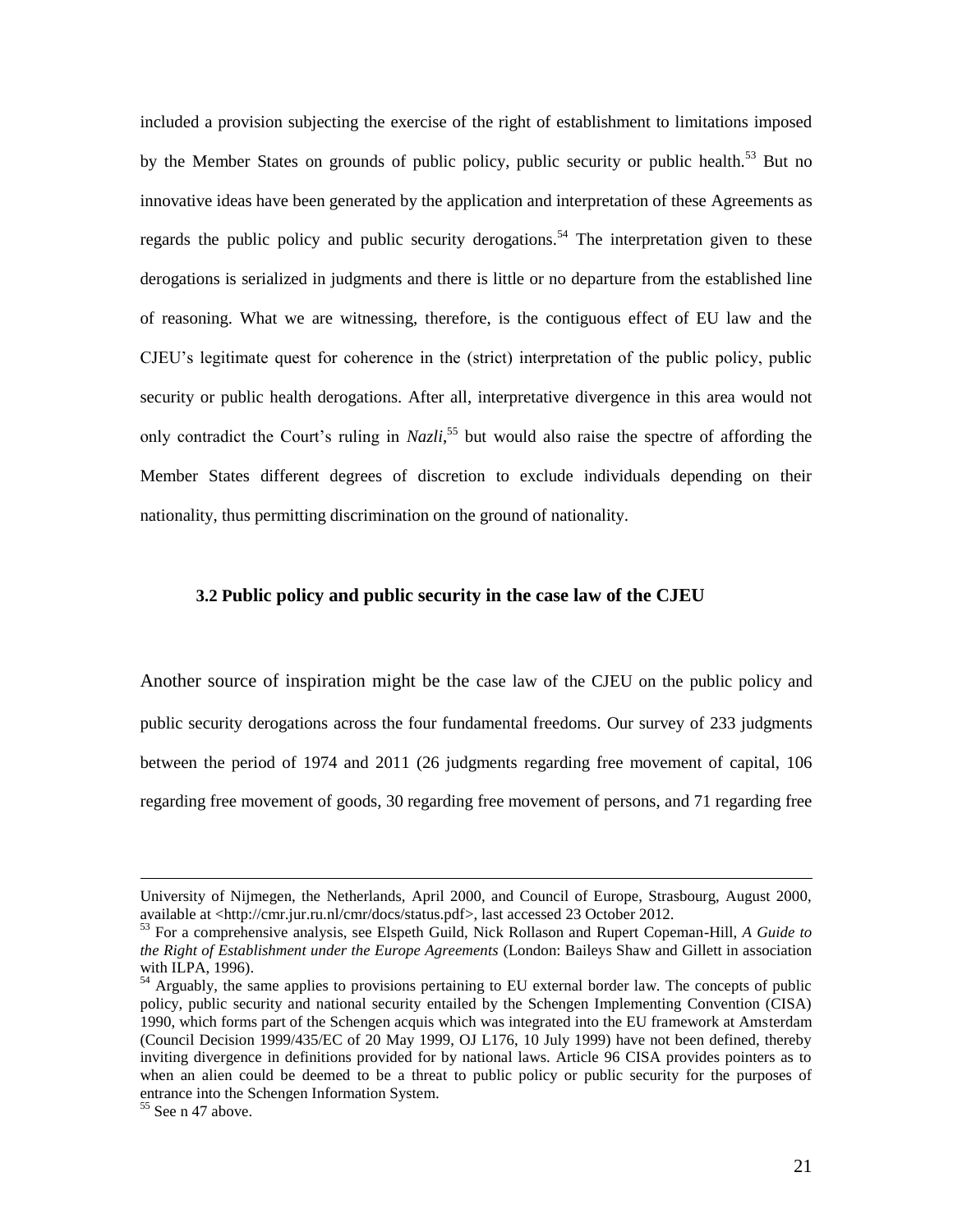included a provision subjecting the exercise of the right of establishment to limitations imposed by the Member States on grounds of public policy, public security or public health.[53] But no innovative ideas have been generated by the application and interpretation of these Agreements as regards the public policy and public security derogations.[54] The interpretation given to these derogations is serialized in judgments and there is little or no departure from the established line of reasoning. What we are witnessing, therefore, is the contiguous effect of EU law and the CJEU's legitimate quest for coherence in the (strict) interpretation of the public policy, public security or public health derogations. After all, interpretative divergence in this area would not only contradict the Court's ruling in *Nazli*,[55] but would also raise the spectre of affording the Member States different degrees of discretion to exclude individuals depending on their nationality, thus permitting discrimination on the ground of nationality.

### 3.2 Public policy and public security in the case law of the CJEU

Another source of inspiration might be the case law of the CJEU on the public policy and public security derogations across the four fundamental freedoms. Our survey of 233 judgments between the period of 1974 and 2011 (26 judgments regarding free movement of capital, 106 regarding free movement of goods, 30 regarding free movement of persons, and 71 regarding free

---

University of Nijmegen, the Netherlands, April 2000, and Council of Europe, Strasbourg, August 2000, available at <http://cmr.jur.ru.nl/cmr/docs/status.pdf>, last accessed 23 October 2012.

[53] For a comprehensive analysis, see Elspeth Guild, Nick Rollason and Rupert Copeman-Hill, *A Guide to the Right of Establishment under the Europe Agreements* (London: Baileys Shaw and Gillett in association with ILPA, 1996).

[54] Arguably, the same applies to provisions pertaining to EU external border law. The concepts of public policy, public security and national security entailed by the Schengen Implementing Convention (CISA) 1990, which forms part of the Schengen acquis which was integrated into the EU framework at Amsterdam (Council Decision 1999/435/EC of 20 May 1999, OJ L176, 10 July 1999) have not been defined, thereby inviting divergence in definitions provided for by national laws. Article 96 CISA provides pointers as to when an alien could be deemed to be a threat to public policy or public security for the purposes of entrance into the Schengen Information System.

[55] See n 47 above.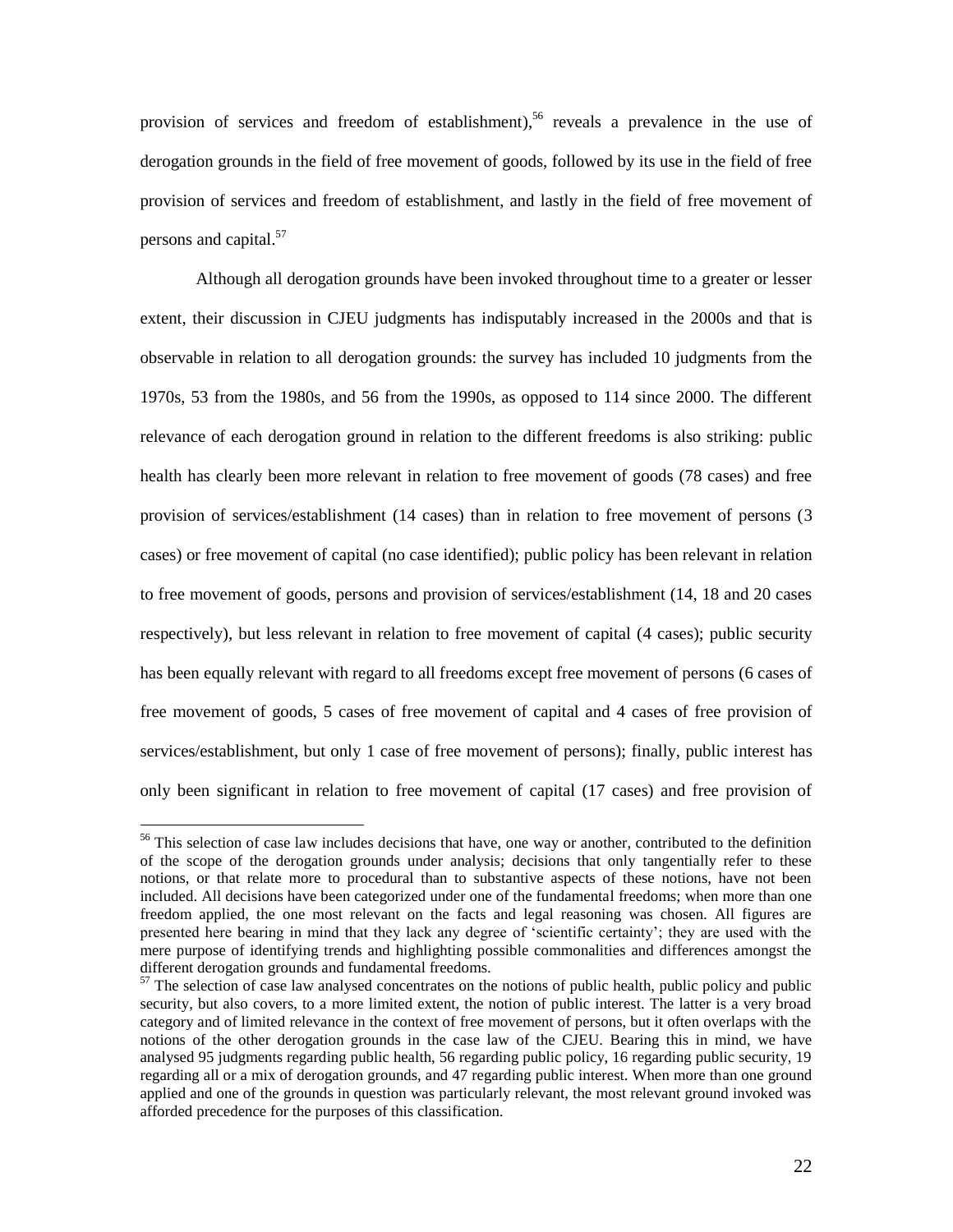provision of services and freedom of establishment),[56] reveals a prevalence in the use of derogation grounds in the field of free movement of goods, followed by its use in the field of free provision of services and freedom of establishment, and lastly in the field of free movement of persons and capital.[57]

Although all derogation grounds have been invoked throughout time to a greater or lesser extent, their discussion in CJEU judgments has indisputably increased in the 2000s and that is observable in relation to all derogation grounds: the survey has included 10 judgments from the 1970s, 53 from the 1980s, and 56 from the 1990s, as opposed to 114 since 2000. The different relevance of each derogation ground in relation to the different freedoms is also striking: public health has clearly been more relevant in relation to free movement of goods (78 cases) and free provision of services/establishment (14 cases) than in relation to free movement of persons (3 cases) or free movement of capital (no case identified); public policy has been relevant in relation to free movement of goods, persons and provision of services/establishment (14, 18 and 20 cases respectively), but less relevant in relation to free movement of capital (4 cases); public security has been equally relevant with regard to all freedoms except free movement of persons (6 cases of free movement of goods, 5 cases of free movement of capital and 4 cases of free provision of services/establishment, but only 1 case of free movement of persons); finally, public interest has only been significant in relation to free movement of capital (17 cases) and free provision of

[56] This selection of case law includes decisions that have, one way or another, contributed to the definition of the scope of the derogation grounds under analysis; decisions that only tangentially refer to these notions, or that relate more to procedural than to substantive aspects of these notions, have not been included. All decisions have been categorized under one of the fundamental freedoms; when more than one freedom applied, the one most relevant on the facts and legal reasoning was chosen. All figures are presented here bearing in mind that they lack any degree of 'scientific certainty'; they are used with the mere purpose of identifying trends and highlighting possible commonalities and differences amongst the different derogation grounds and fundamental freedoms.

[57] The selection of case law analysed concentrates on the notions of public health, public policy and public security, but also covers, to a more limited extent, the notion of public interest. The latter is a very broad category and of limited relevance in the context of free movement of persons, but it often overlaps with the notions of the other derogation grounds in the case law of the CJEU. Bearing this in mind, we have analysed 95 judgments regarding public health, 56 regarding public policy, 16 regarding public security, 19 regarding all or a mix of derogation grounds, and 47 regarding public interest. When more than one ground applied and one of the grounds in question was particularly relevant, the most relevant ground invoked was afforded precedence for the purposes of this classification.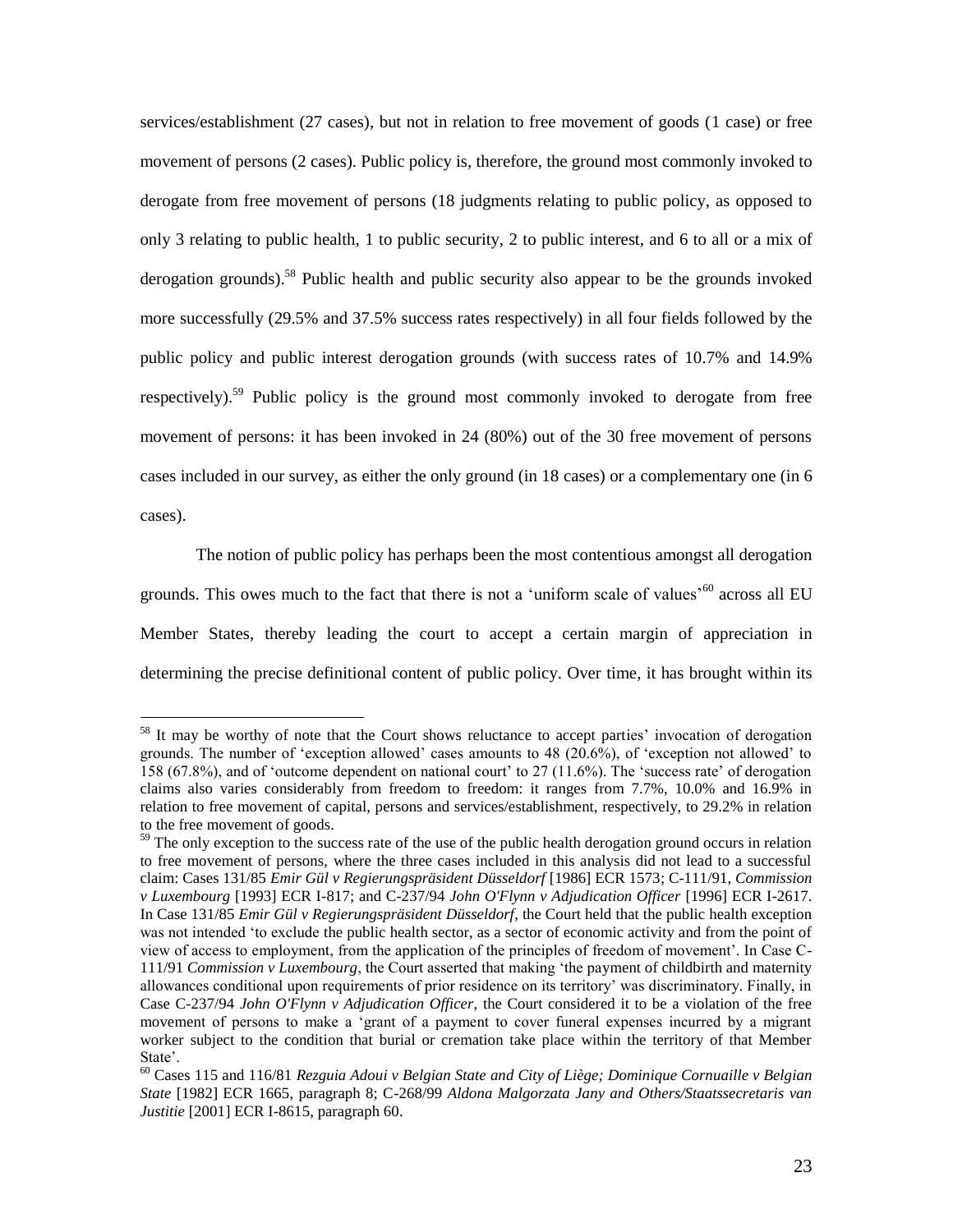services/establishment (27 cases), but not in relation to free movement of goods (1 case) or free movement of persons (2 cases). Public policy is, therefore, the ground most commonly invoked to derogate from free movement of persons (18 judgments relating to public policy, as opposed to only 3 relating to public health, 1 to public security, 2 to public interest, and 6 to all or a mix of derogation grounds).[58] Public health and public security also appear to be the grounds invoked more successfully (29.5% and 37.5% success rates respectively) in all four fields followed by the public policy and public interest derogation grounds (with success rates of 10.7% and 14.9% respectively).[59] Public policy is the ground most commonly invoked to derogate from free movement of persons: it has been invoked in 24 (80%) out of the 30 free movement of persons cases included in our survey, as either the only ground (in 18 cases) or a complementary one (in 6 cases).

The notion of public policy has perhaps been the most contentious amongst all derogation grounds. This owes much to the fact that there is not a 'uniform scale of values'[60] across all EU Member States, thereby leading the court to accept a certain margin of appreciation in determining the precise definitional content of public policy. Over time, it has brought within its

---

[58] It may be worthy of note that the Court shows reluctance to accept parties' invocation of derogation grounds. The number of 'exception allowed' cases amounts to 48 (20.6%), of 'exception not allowed' to 158 (67.8%), and of 'outcome dependent on national court' to 27 (11.6%). The 'success rate' of derogation claims also varies considerably from freedom to freedom: it ranges from 7.7%, 10.0% and 16.9% in relation to free movement of capital, persons and services/establishment, respectively, to 29.2% in relation to the free movement of goods.

[59] The only exception to the success rate of the use of the public health derogation ground occurs in relation to free movement of persons, where the three cases included in this analysis did not lead to a successful claim: Cases 131/85 *Emir Gül v Regierungspräsident Düsseldorf* [1986] ECR 1573; C-111/91, *Commission v Luxembourg* [1993] ECR I-817; and C-237/94 *John O'Flynn v Adjudication Officer* [1996] ECR I-2617. In Case 131/85 *Emir Gül v Regierungspräsident Düsseldorf*, the Court held that the public health exception was not intended 'to exclude the public health sector, as a sector of economic activity and from the point of view of access to employment, from the application of the principles of freedom of movement'. In Case C-111/91 *Commission v Luxembourg*, the Court asserted that making 'the payment of childbirth and maternity allowances conditional upon requirements of prior residence on its territory' was discriminatory. Finally, in Case C-237/94 *John O'Flynn v Adjudication Officer*, the Court considered it to be a violation of the free movement of persons to make a 'grant of a payment to cover funeral expenses incurred by a migrant worker subject to the condition that burial or cremation take place within the territory of that Member State'.

[60] Cases 115 and 116/81 *Rezguia Adoui v Belgian State and City of Liège; Dominique Cornuaille v Belgian State* [1982] ECR 1665, paragraph 8; C-268/99 *Aldona Malgorzata Jany and Others/Staatssecretaris van Justitie* [2001] ECR I-8615, paragraph 60.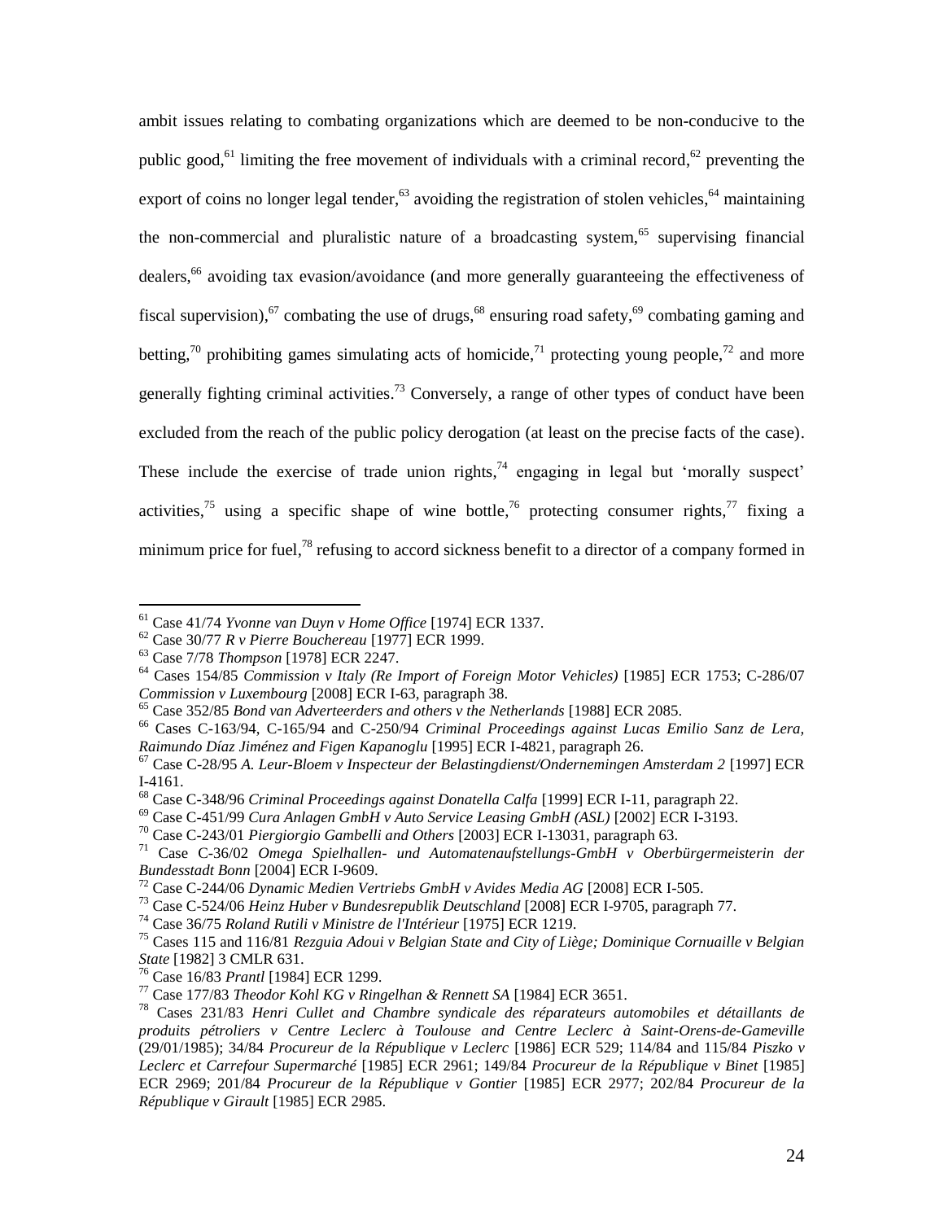ambit issues relating to combating organizations which are deemed to be non-conducive to the public good,[61] limiting the free movement of individuals with a criminal record,[62] preventing the export of coins no longer legal tender,[63] avoiding the registration of stolen vehicles,[64] maintaining the non-commercial and pluralistic nature of a broadcasting system,[65] supervising financial dealers,[66] avoiding tax evasion/avoidance (and more generally guaranteeing the effectiveness of fiscal supervision),[67] combating the use of drugs,[68] ensuring road safety,[69] combating gaming and betting,[70] prohibiting games simulating acts of homicide,[71] protecting young people,[72] and more generally fighting criminal activities.[73] Conversely, a range of other types of conduct have been excluded from the reach of the public policy derogation (at least on the precise facts of the case). These include the exercise of trade union rights,[74] engaging in legal but 'morally suspect' activities,[75] using a specific shape of wine bottle,[76] protecting consumer rights,[77] fixing a minimum price for fuel,[78] refusing to accord sickness benefit to a director of a company formed in

---

[61] Case 41/74 *Yvonne van Duyn v Home Office* [1974] ECR 1337.

[62] Case 30/77 *R v Pierre Bouchereau* [1977] ECR 1999.

[63] Case 7/78 *Thompson* [1978] ECR 2247.

[64] Cases 154/85 *Commission v Italy (Re Import of Foreign Motor Vehicles)* [1985] ECR 1753; C-286/07 *Commission v Luxembourg* [2008] ECR I-63, paragraph 38.

[65] Case 352/85 *Bond van Adverteerders and others v the Netherlands* [1988] ECR 2085.

[66] Cases C-163/94, C-165/94 and C-250/94 *Criminal Proceedings against Lucas Emilio Sanz de Lera, Raimundo Díaz Jiménez and Figen Kapanoglu* [1995] ECR I-4821, paragraph 26.

[67] Case C-28/95 *A. Leur-Bloem v Inspecteur der Belastingdienst/Ondernemingen Amsterdam 2* [1997] ECR I-4161.

[68] Case C-348/96 *Criminal Proceedings against Donatella Calfa* [1999] ECR I-11, paragraph 22.

[69] Case C-451/99 *Cura Anlagen GmbH v Auto Service Leasing GmbH (ASL)* [2002] ECR I-3193.

[70] Case C-243/01 *Piergiorgio Gambelli and Others* [2003] ECR I-13031, paragraph 63.

[71] Case C-36/02 *Omega Spielhallen- und Automatenaufstellungs-GmbH v Oberbürgermeisterin der Bundesstadt Bonn* [2004] ECR I-9609.

[72] Case C-244/06 *Dynamic Medien Vertriebs GmbH v Avides Media AG* [2008] ECR I-505.

[73] Case C-524/06 *Heinz Huber v Bundesrepublik Deutschland* [2008] ECR I-9705, paragraph 77.

[74] Case 36/75 *Roland Rutili v Ministre de l'Intérieur* [1975] ECR 1219.

[75] Cases 115 and 116/81 *Rezguia Adoui v Belgian State and City of Liège; Dominique Cornuaille v Belgian State* [1982] 3 CMLR 631.

[76] Case 16/83 *Prantl* [1984] ECR 1299.

[77] Case 177/83 *Theodor Kohl KG v Ringelhan & Rennett SA* [1984] ECR 3651.

[78] Cases 231/83 *Henri Cullet and Chambre syndicale des réparateurs automobiles et détaillants de produits pétroliers v Centre Leclerc à Toulouse and Centre Leclerc à Saint-Orens-de-Gameville* (29/01/1985); 34/84 *Procureur de la République v Leclerc* [1986] ECR 529; 114/84 and 115/84 *Piszko v Leclerc et Carrefour Supermarché* [1985] ECR 2961; 149/84 *Procureur de la République v Binet* [1985] ECR 2969; 201/84 *Procureur de la République v Gontier* [1985] ECR 2977; 202/84 *Procureur de la République v Girault* [1985] ECR 2985.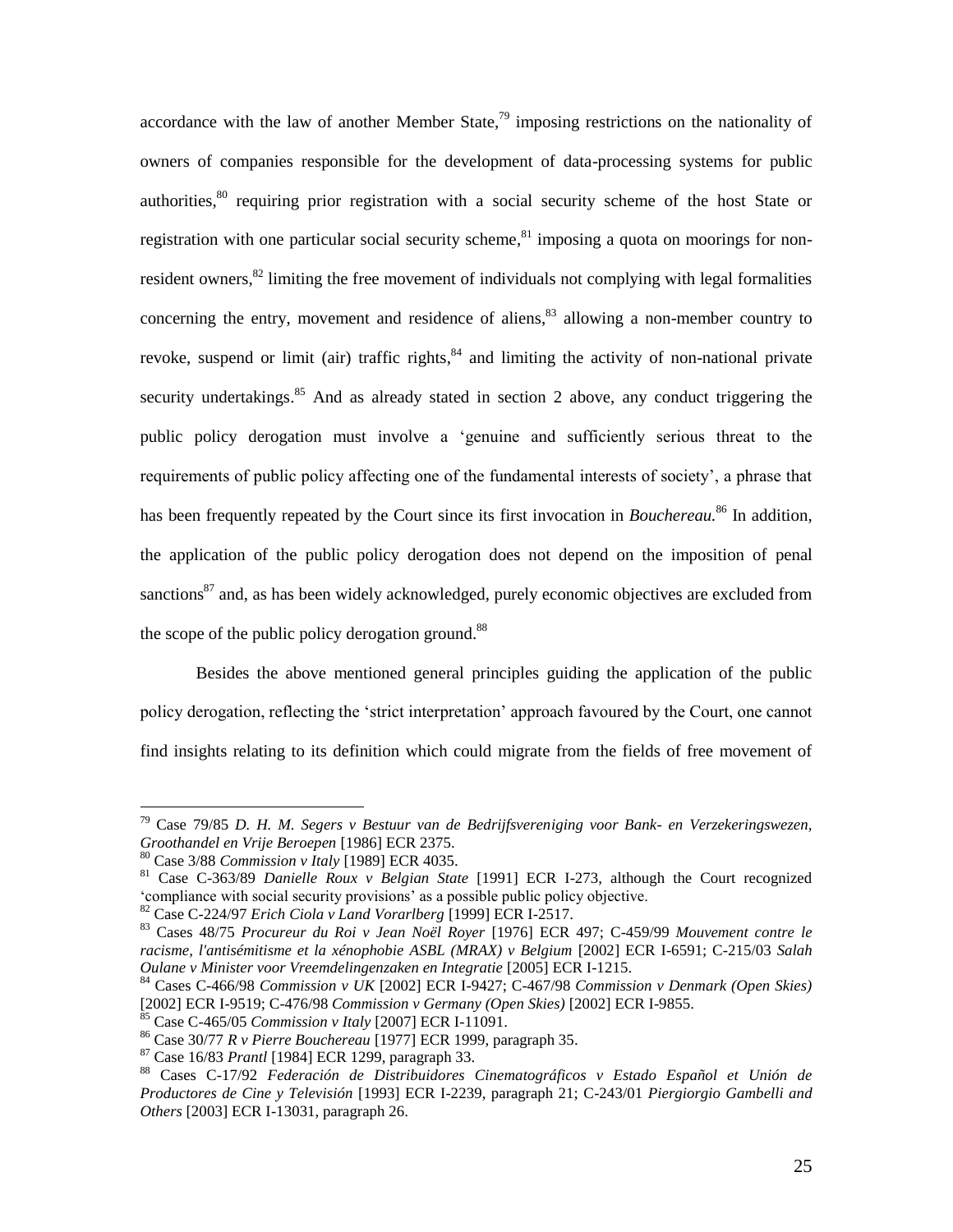accordance with the law of another Member State,[79] imposing restrictions on the nationality of owners of companies responsible for the development of data-processing systems for public authorities,[80] requiring prior registration with a social security scheme of the host State or registration with one particular social security scheme,[81] imposing a quota on moorings for non-resident owners,[82] limiting the free movement of individuals not complying with legal formalities concerning the entry, movement and residence of aliens,[83] allowing a non-member country to revoke, suspend or limit (air) traffic rights,[84] and limiting the activity of non-national private security undertakings.[85] And as already stated in section 2 above, any conduct triggering the public policy derogation must involve a 'genuine and sufficiently serious threat to the requirements of public policy affecting one of the fundamental interests of society', a phrase that has been frequently repeated by the Court since its first invocation in *Bouchereau.*[86] In addition, the application of the public policy derogation does not depend on the imposition of penal sanctions[87] and, as has been widely acknowledged, purely economic objectives are excluded from the scope of the public policy derogation ground.[88]

Besides the above mentioned general principles guiding the application of the public policy derogation, reflecting the 'strict interpretation' approach favoured by the Court, one cannot find insights relating to its definition which could migrate from the fields of free movement of

---

[79] Case 79/85 *D. H. M. Segers v Bestuur van de Bedrijfsvereniging voor Bank- en Verzekeringswezen, Groothandel en Vrije Beroepen* [1986] ECR 2375.

[80] Case 3/88 *Commission v Italy* [1989] ECR 4035.

[81] Case C-363/89 *Danielle Roux v Belgian State* [1991] ECR I-273, although the Court recognized 'compliance with social security provisions' as a possible public policy objective.

[82] Case C-224/97 *Erich Ciola v Land Vorarlberg* [1999] ECR I-2517.

[83] Cases 48/75 *Procureur du Roi v Jean Noël Royer* [1976] ECR 497; C-459/99 *Mouvement contre le racisme, l'antisémitisme et la xénophobie ASBL (MRAX) v Belgium* [2002] ECR I-6591; C-215/03 *Salah Oulane v Minister voor Vreemdelingenzaken en Integratie* [2005] ECR I-1215.

[84] Cases C-466/98 *Commission v UK* [2002] ECR I-9427; C-467/98 *Commission v Denmark (Open Skies)* [2002] ECR I-9519; C-476/98 *Commission v Germany (Open Skies)* [2002] ECR I-9855.

[85] Case C-465/05 *Commission v Italy* [2007] ECR I-11091.

[86] Case 30/77 *R v Pierre Bouchereau* [1977] ECR 1999, paragraph 35.

[87] Case 16/83 *Prantl* [1984] ECR 1299, paragraph 33.

[88] Cases C-17/92 *Federación de Distribuidores Cinematográficos v Estado Español et Unión de Productores de Cine y Televisión* [1993] ECR I-2239, paragraph 21; C-243/01 *Piergiorgio Gambelli and Others* [2003] ECR I-13031, paragraph 26.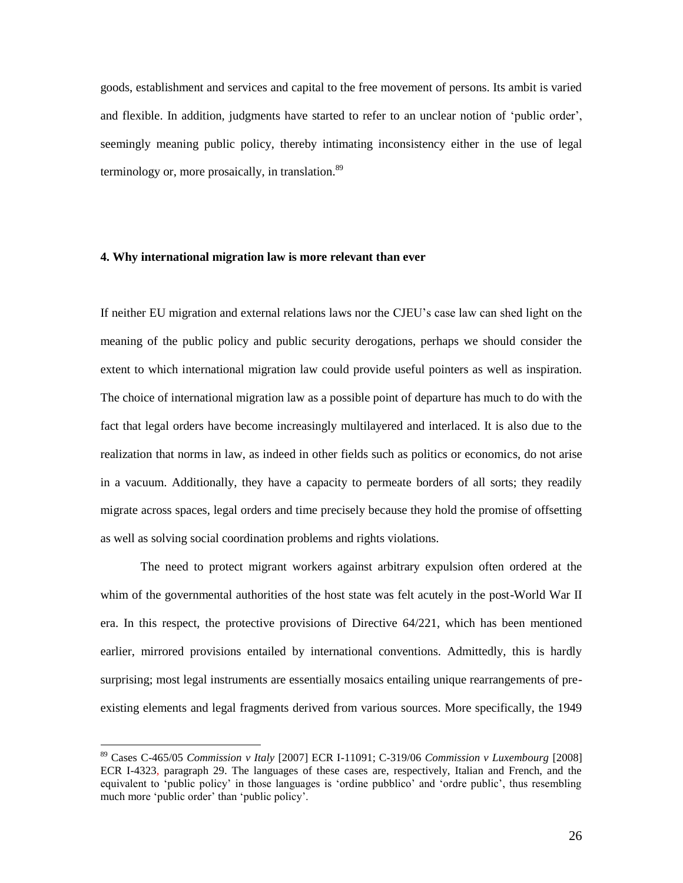goods, establishment and services and capital to the free movement of persons. Its ambit is varied and flexible. In addition, judgments have started to refer to an unclear notion of 'public order', seemingly meaning public policy, thereby intimating inconsistency either in the use of legal terminology or, more prosaically, in translation.[89]

### 4. Why international migration law is more relevant than ever

If neither EU migration and external relations laws nor the CJEU's case law can shed light on the meaning of the public policy and public security derogations, perhaps we should consider the extent to which international migration law could provide useful pointers as well as inspiration. The choice of international migration law as a possible point of departure has much to do with the fact that legal orders have become increasingly multilayered and interlaced. It is also due to the realization that norms in law, as indeed in other fields such as politics or economics, do not arise in a vacuum. Additionally, they have a capacity to permeate borders of all sorts; they readily migrate across spaces, legal orders and time precisely because they hold the promise of offsetting as well as solving social coordination problems and rights violations.

The need to protect migrant workers against arbitrary expulsion often ordered at the whim of the governmental authorities of the host state was felt acutely in the post-World War II era. In this respect, the protective provisions of Directive 64/221, which has been mentioned earlier, mirrored provisions entailed by international conventions. Admittedly, this is hardly surprising; most legal instruments are essentially mosaics entailing unique rearrangements of pre-existing elements and legal fragments derived from various sources. More specifically, the 1949

---

[89] Cases C-465/05 *Commission v Italy* [2007] ECR I-11091; C-319/06 *Commission v Luxembourg* [2008] ECR I-4323, paragraph 29. The languages of these cases are, respectively, Italian and French, and the equivalent to 'public policy' in those languages is 'ordine pubblico' and 'ordre public', thus resembling much more 'public order' than 'public policy'.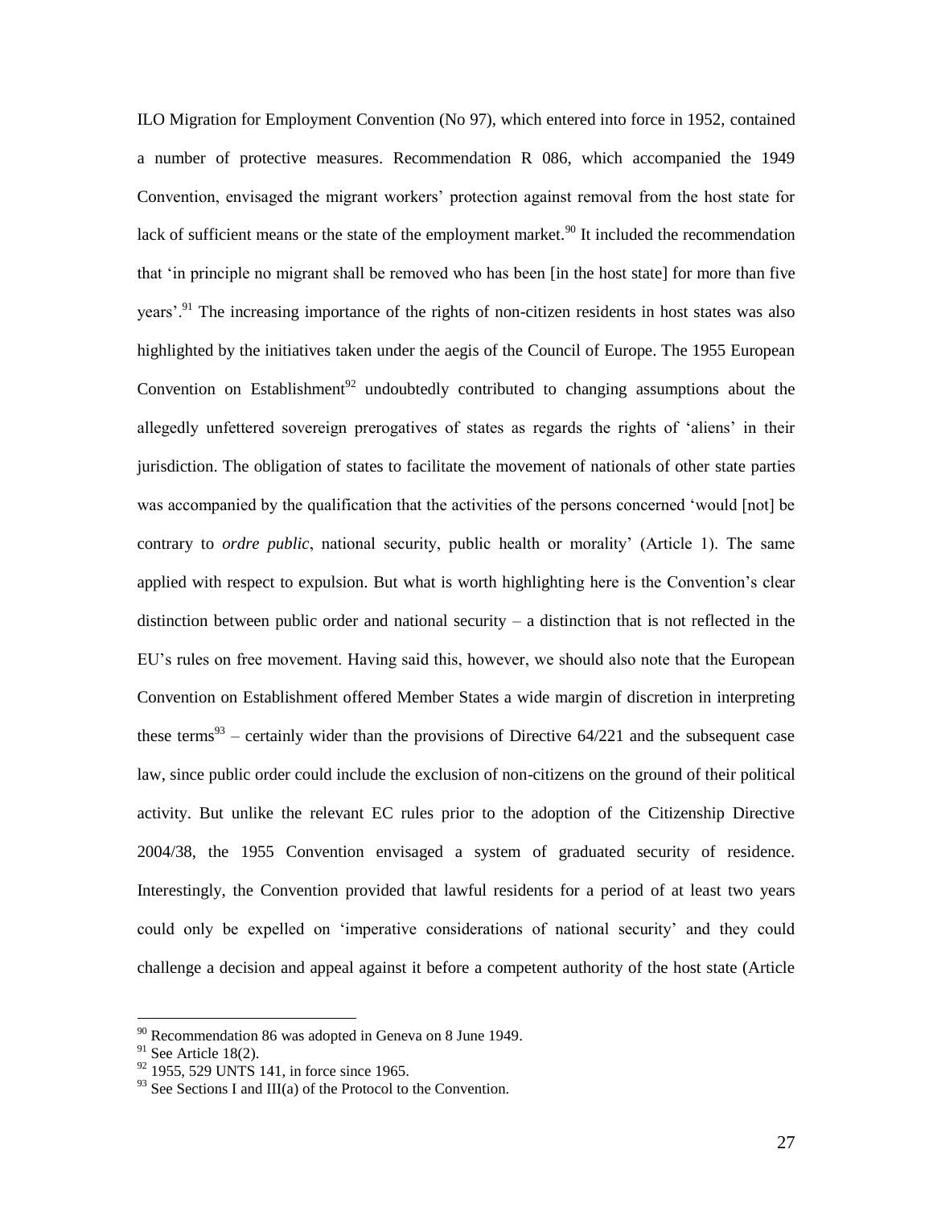ILO Migration for Employment Convention (No 97), which entered into force in 1952, contained a number of protective measures. Recommendation R 086, which accompanied the 1949 Convention, envisaged the migrant workers' protection against removal from the host state for lack of sufficient means or the state of the employment market.[90] It included the recommendation that 'in principle no migrant shall be removed who has been [in the host state] for more than five years'.[91] The increasing importance of the rights of non-citizen residents in host states was also highlighted by the initiatives taken under the aegis of the Council of Europe. The 1955 European Convention on Establishment[92] undoubtedly contributed to changing assumptions about the allegedly unfettered sovereign prerogatives of states as regards the rights of 'aliens' in their jurisdiction. The obligation of states to facilitate the movement of nationals of other state parties was accompanied by the qualification that the activities of the persons concerned 'would [not] be contrary to *ordre public*, national security, public health or morality' (Article 1). The same applied with respect to expulsion. But what is worth highlighting here is the Convention's clear distinction between public order and national security – a distinction that is not reflected in the EU's rules on free movement. Having said this, however, we should also note that the European Convention on Establishment offered Member States a wide margin of discretion in interpreting these terms[93] – certainly wider than the provisions of Directive 64/221 and the subsequent case law, since public order could include the exclusion of non-citizens on the ground of their political activity. But unlike the relevant EC rules prior to the adoption of the Citizenship Directive 2004/38, the 1955 Convention envisaged a system of graduated security of residence. Interestingly, the Convention provided that lawful residents for a period of at least two years could only be expelled on 'imperative considerations of national security' and they could challenge a decision and appeal against it before a competent authority of the host state (Article

---

[90] Recommendation 86 was adopted in Geneva on 8 June 1949.

[91] See Article 18(2).

[92] 1955, 529 UNTS 141, in force since 1965.

[93] See Sections I and III(a) of the Protocol to the Convention.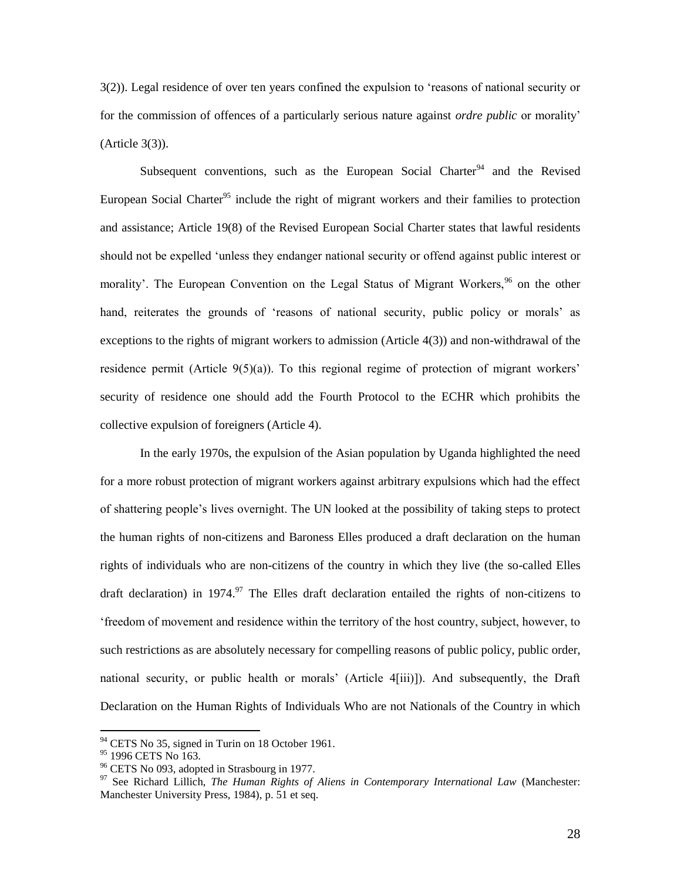3(2)). Legal residence of over ten years confined the expulsion to 'reasons of national security or for the commission of offences of a particularly serious nature against *ordre public* or morality' (Article 3(3)).

Subsequent conventions, such as the European Social Charter[94] and the Revised European Social Charter[95] include the right of migrant workers and their families to protection and assistance; Article 19(8) of the Revised European Social Charter states that lawful residents should not be expelled 'unless they endanger national security or offend against public interest or morality'. The European Convention on the Legal Status of Migrant Workers,[96] on the other hand, reiterates the grounds of 'reasons of national security, public policy or morals' as exceptions to the rights of migrant workers to admission (Article 4(3)) and non-withdrawal of the residence permit (Article 9(5)(a)). To this regional regime of protection of migrant workers' security of residence one should add the Fourth Protocol to the ECHR which prohibits the collective expulsion of foreigners (Article 4).

In the early 1970s, the expulsion of the Asian population by Uganda highlighted the need for a more robust protection of migrant workers against arbitrary expulsions which had the effect of shattering people's lives overnight. The UN looked at the possibility of taking steps to protect the human rights of non-citizens and Baroness Elles produced a draft declaration on the human rights of individuals who are non-citizens of the country in which they live (the so-called Elles draft declaration) in 1974.[97] The Elles draft declaration entailed the rights of non-citizens to 'freedom of movement and residence within the territory of the host country, subject, however, to such restrictions as are absolutely necessary for compelling reasons of public policy, public order, national security, or public health or morals' (Article 4[iii)]). And subsequently, the Draft Declaration on the Human Rights of Individuals Who are not Nationals of the Country in which

[94] CETS No 35, signed in Turin on 18 October 1961.

[95] 1996 CETS No 163.

[96] CETS No 093, adopted in Strasbourg in 1977.

[97] See Richard Lillich, *The Human Rights of Aliens in Contemporary International Law* (Manchester: Manchester University Press, 1984), p. 51 et seq.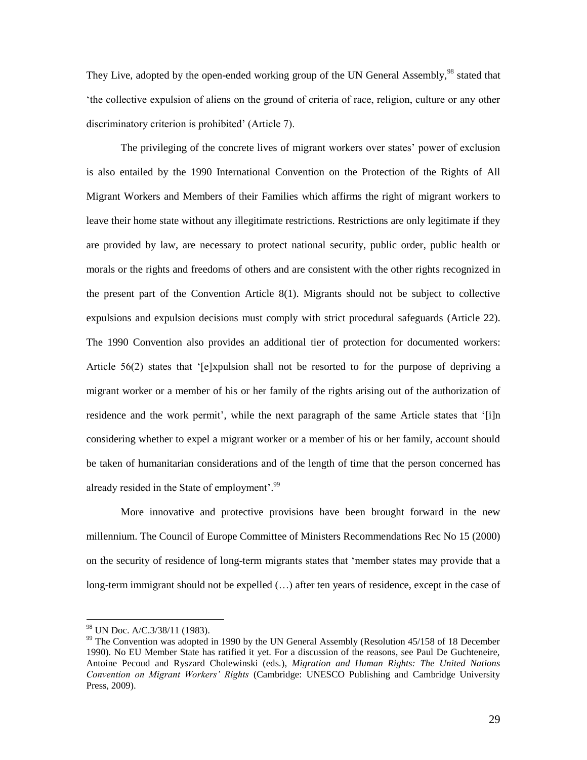They Live, adopted by the open-ended working group of the UN General Assembly,[98] stated that 'the collective expulsion of aliens on the ground of criteria of race, religion, culture or any other discriminatory criterion is prohibited' (Article 7).

The privileging of the concrete lives of migrant workers over states' power of exclusion is also entailed by the 1990 International Convention on the Protection of the Rights of All Migrant Workers and Members of their Families which affirms the right of migrant workers to leave their home state without any illegitimate restrictions. Restrictions are only legitimate if they are provided by law, are necessary to protect national security, public order, public health or morals or the rights and freedoms of others and are consistent with the other rights recognized in the present part of the Convention Article 8(1). Migrants should not be subject to collective expulsions and expulsion decisions must comply with strict procedural safeguards (Article 22). The 1990 Convention also provides an additional tier of protection for documented workers: Article 56(2) states that '[e]xpulsion shall not be resorted to for the purpose of depriving a migrant worker or a member of his or her family of the rights arising out of the authorization of residence and the work permit', while the next paragraph of the same Article states that '[i]n considering whether to expel a migrant worker or a member of his or her family, account should be taken of humanitarian considerations and of the length of time that the person concerned has already resided in the State of employment'.[99]

More innovative and protective provisions have been brought forward in the new millennium. The Council of Europe Committee of Ministers Recommendations Rec No 15 (2000) on the security of residence of long-term migrants states that 'member states may provide that a long-term immigrant should not be expelled (…) after ten years of residence, except in the case of

---

[98] UN Doc. A/C.3/38/11 (1983).

[99] The Convention was adopted in 1990 by the UN General Assembly (Resolution 45/158 of 18 December 1990). No EU Member State has ratified it yet. For a discussion of the reasons, see Paul De Guchteneire, Antoine Pecoud and Ryszard Cholewinski (eds.), *Migration and Human Rights: The United Nations Convention on Migrant Workers' Rights* (Cambridge: UNESCO Publishing and Cambridge University Press, 2009).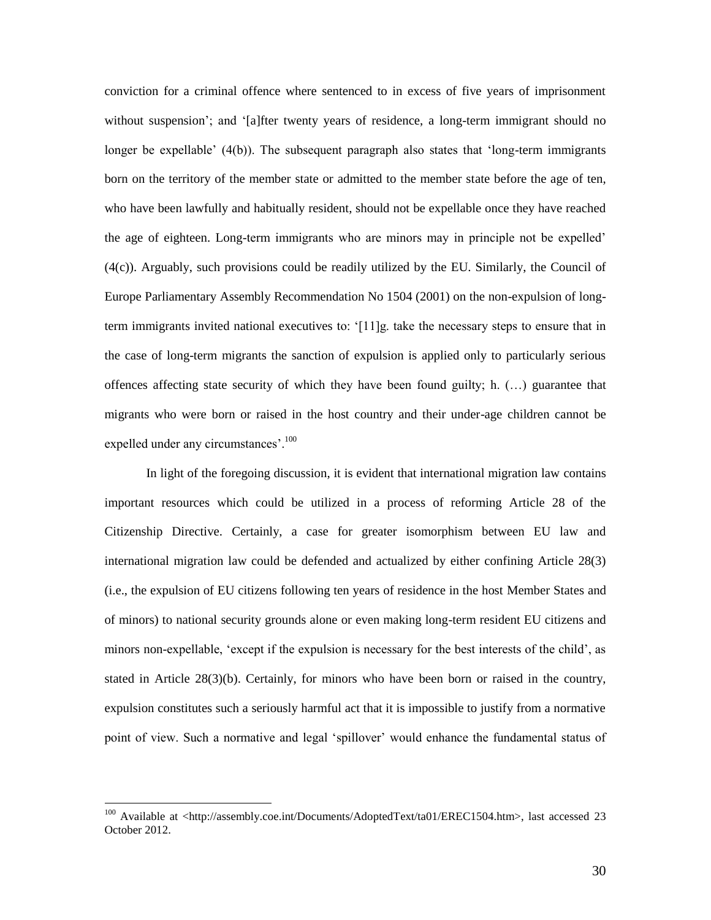conviction for a criminal offence where sentenced to in excess of five years of imprisonment without suspension'; and '[a]fter twenty years of residence, a long-term immigrant should no longer be expellable' (4(b)). The subsequent paragraph also states that 'long-term immigrants born on the territory of the member state or admitted to the member state before the age of ten, who have been lawfully and habitually resident, should not be expellable once they have reached the age of eighteen. Long-term immigrants who are minors may in principle not be expelled' (4(c)). Arguably, such provisions could be readily utilized by the EU. Similarly, the Council of Europe Parliamentary Assembly Recommendation No 1504 (2001) on the non-expulsion of long-term immigrants invited national executives to: '[11]g. take the necessary steps to ensure that in the case of long-term migrants the sanction of expulsion is applied only to particularly serious offences affecting state security of which they have been found guilty; h. (…) guarantee that migrants who were born or raised in the host country and their under-age children cannot be expelled under any circumstances'.[100]

In light of the foregoing discussion, it is evident that international migration law contains important resources which could be utilized in a process of reforming Article 28 of the Citizenship Directive. Certainly, a case for greater isomorphism between EU law and international migration law could be defended and actualized by either confining Article 28(3) (i.e., the expulsion of EU citizens following ten years of residence in the host Member States and of minors) to national security grounds alone or even making long-term resident EU citizens and minors non-expellable, 'except if the expulsion is necessary for the best interests of the child', as stated in Article 28(3)(b). Certainly, for minors who have been born or raised in the country, expulsion constitutes such a seriously harmful act that it is impossible to justify from a normative point of view. Such a normative and legal 'spillover' would enhance the fundamental status of

---

[100] Available at <http://assembly.coe.int/Documents/AdoptedText/ta01/EREC1504.htm>, last accessed 23 October 2012.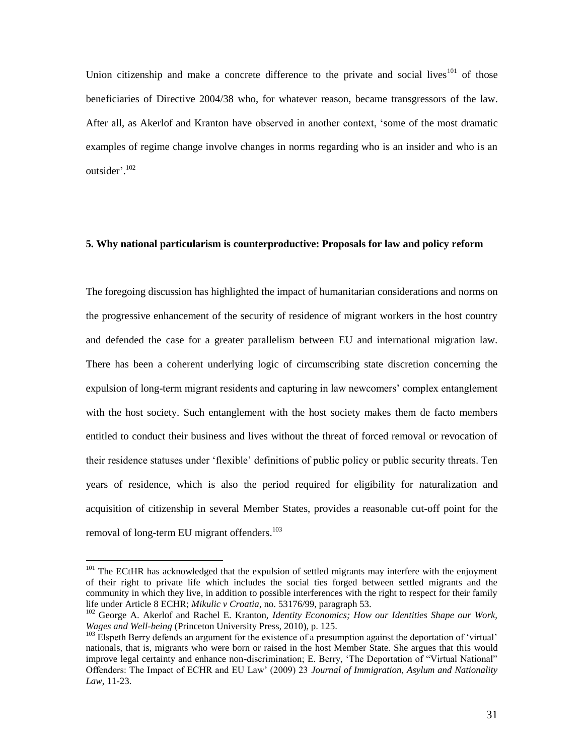Union citizenship and make a concrete difference to the private and social lives[101] of those beneficiaries of Directive 2004/38 who, for whatever reason, became transgressors of the law. After all, as Akerlof and Kranton have observed in another context, 'some of the most dramatic examples of regime change involve changes in norms regarding who is an insider and who is an outsider'.[102]

### 5. Why national particularism is counterproductive: Proposals for law and policy reform

The foregoing discussion has highlighted the impact of humanitarian considerations and norms on the progressive enhancement of the security of residence of migrant workers in the host country and defended the case for a greater parallelism between EU and international migration law. There has been a coherent underlying logic of circumscribing state discretion concerning the expulsion of long-term migrant residents and capturing in law newcomers' complex entanglement with the host society. Such entanglement with the host society makes them de facto members entitled to conduct their business and lives without the threat of forced removal or revocation of their residence statuses under 'flexible' definitions of public policy or public security threats. Ten years of residence, which is also the period required for eligibility for naturalization and acquisition of citizenship in several Member States, provides a reasonable cut-off point for the removal of long-term EU migrant offenders.[103]

---

[101] The ECtHR has acknowledged that the expulsion of settled migrants may interfere with the enjoyment of their right to private life which includes the social ties forged between settled migrants and the community in which they live, in addition to possible interferences with the right to respect for their family life under Article 8 ECHR; *Mikulic v Croatia*, no. 53176/99, paragraph 53.

[102] George A. Akerlof and Rachel E. Kranton, *Identity Economics; How our Identities Shape our Work, Wages and Well-being* (Princeton University Press, 2010), p. 125.

[103] Elspeth Berry defends an argument for the existence of a presumption against the deportation of 'virtual' nationals, that is, migrants who were born or raised in the host Member State. She argues that this would improve legal certainty and enhance non-discrimination; E. Berry, 'The Deportation of "Virtual National" Offenders: The Impact of ECHR and EU Law' (2009) 23 *Journal of Immigration, Asylum and Nationality Law*, 11-23.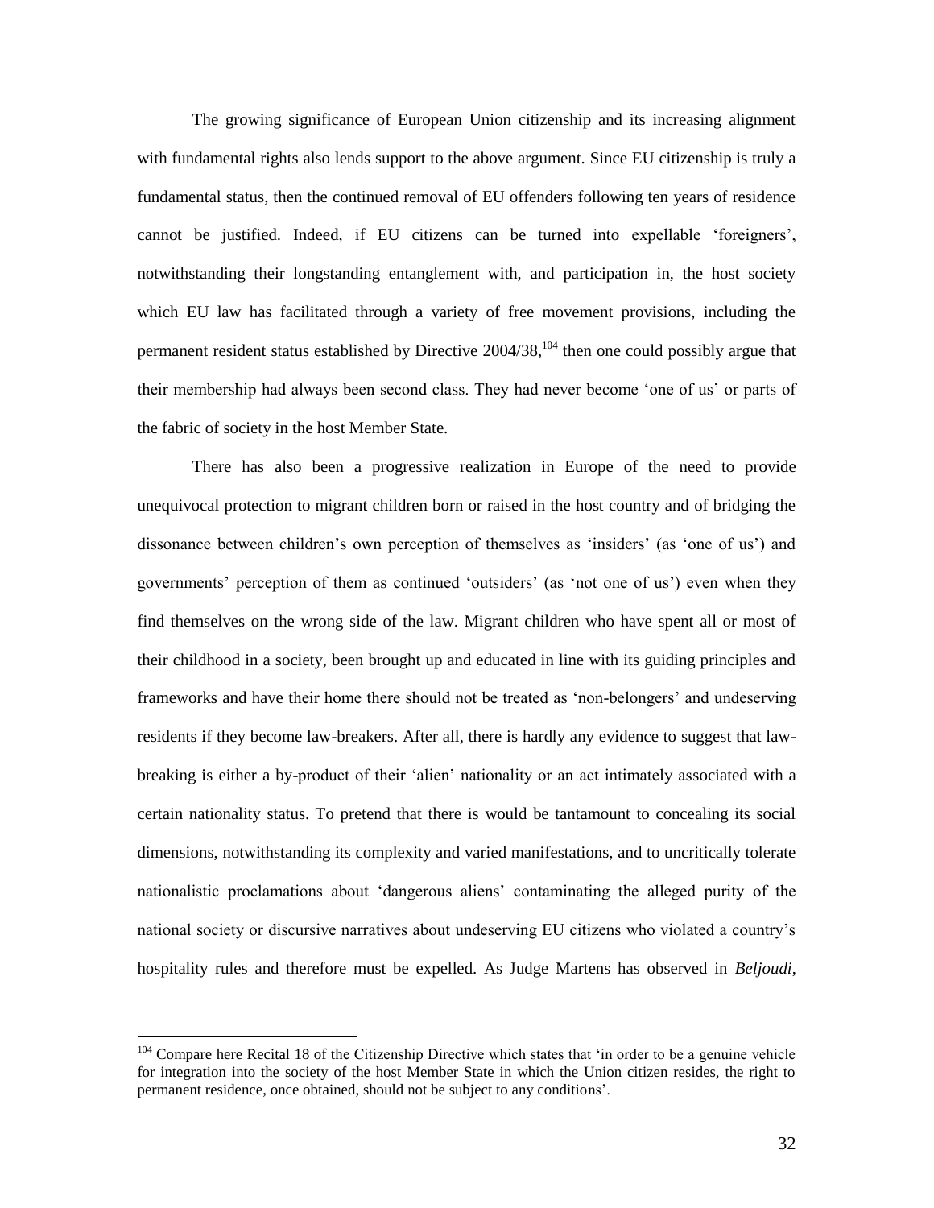The growing significance of European Union citizenship and its increasing alignment with fundamental rights also lends support to the above argument. Since EU citizenship is truly a fundamental status, then the continued removal of EU offenders following ten years of residence cannot be justified. Indeed, if EU citizens can be turned into expellable 'foreigners', notwithstanding their longstanding entanglement with, and participation in, the host society which EU law has facilitated through a variety of free movement provisions, including the permanent resident status established by Directive 2004/38,[104] then one could possibly argue that their membership had always been second class. They had never become 'one of us' or parts of the fabric of society in the host Member State.

There has also been a progressive realization in Europe of the need to provide unequivocal protection to migrant children born or raised in the host country and of bridging the dissonance between children's own perception of themselves as 'insiders' (as 'one of us') and governments' perception of them as continued 'outsiders' (as 'not one of us') even when they find themselves on the wrong side of the law. Migrant children who have spent all or most of their childhood in a society, been brought up and educated in line with its guiding principles and frameworks and have their home there should not be treated as 'non-belongers' and undeserving residents if they become law-breakers. After all, there is hardly any evidence to suggest that law-breaking is either a by-product of their 'alien' nationality or an act intimately associated with a certain nationality status. To pretend that there is would be tantamount to concealing its social dimensions, notwithstanding its complexity and varied manifestations, and to uncritically tolerate nationalistic proclamations about 'dangerous aliens' contaminating the alleged purity of the national society or discursive narratives about undeserving EU citizens who violated a country's hospitality rules and therefore must be expelled. As Judge Martens has observed in *Beljoudi*,

[104] Compare here Recital 18 of the Citizenship Directive which states that 'in order to be a genuine vehicle for integration into the society of the host Member State in which the Union citizen resides, the right to permanent residence, once obtained, should not be subject to any conditions'.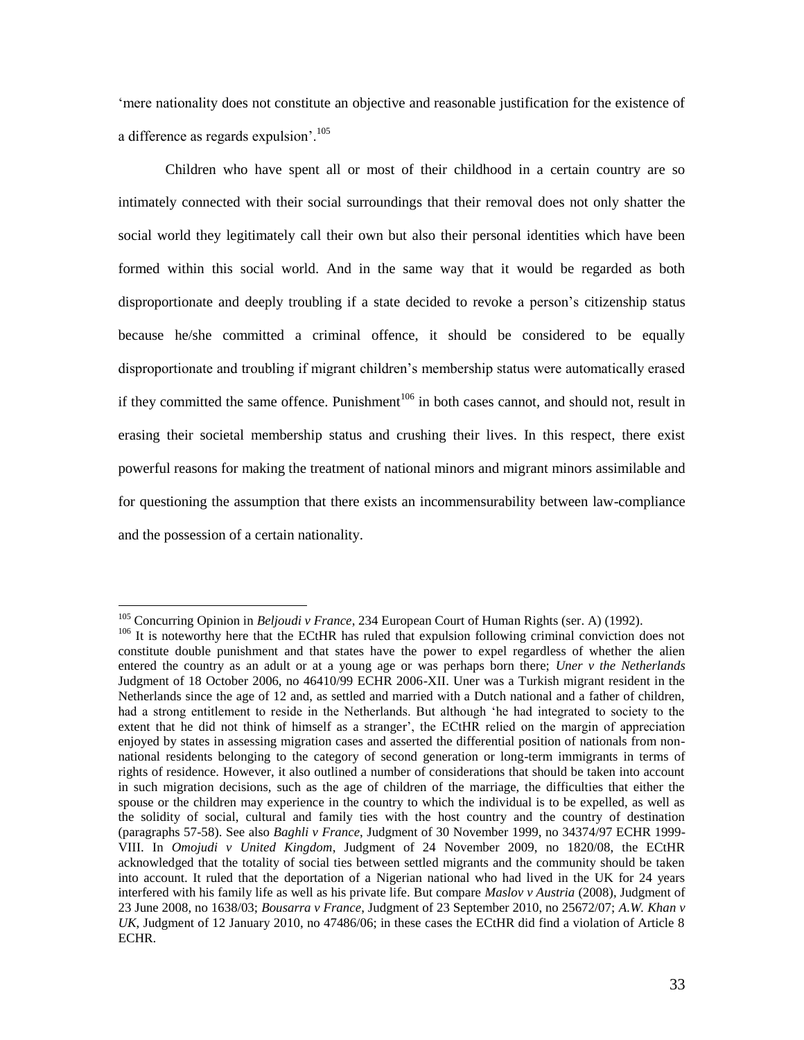'mere nationality does not constitute an objective and reasonable justification for the existence of a difference as regards expulsion'.[105]

Children who have spent all or most of their childhood in a certain country are so intimately connected with their social surroundings that their removal does not only shatter the social world they legitimately call their own but also their personal identities which have been formed within this social world. And in the same way that it would be regarded as both disproportionate and deeply troubling if a state decided to revoke a person's citizenship status because he/she committed a criminal offence, it should be considered to be equally disproportionate and troubling if migrant children's membership status were automatically erased if they committed the same offence. Punishment[106] in both cases cannot, and should not, result in erasing their societal membership status and crushing their lives. In this respect, there exist powerful reasons for making the treatment of national minors and migrant minors assimilable and for questioning the assumption that there exists an incommensurability between law-compliance and the possession of a certain nationality.

---

[105] Concurring Opinion in *Beljoudi v France*, 234 European Court of Human Rights (ser. A) (1992).

[106] It is noteworthy here that the ECtHR has ruled that expulsion following criminal conviction does not constitute double punishment and that states have the power to expel regardless of whether the alien entered the country as an adult or at a young age or was perhaps born there; *Uner v the Netherlands* Judgment of 18 October 2006, no 46410/99 ECHR 2006-XII. Uner was a Turkish migrant resident in the Netherlands since the age of 12 and, as settled and married with a Dutch national and a father of children, had a strong entitlement to reside in the Netherlands. But although 'he had integrated to society to the extent that he did not think of himself as a stranger', the ECtHR relied on the margin of appreciation enjoyed by states in assessing migration cases and asserted the differential position of nationals from non-national residents belonging to the category of second generation or long-term immigrants in terms of rights of residence. However, it also outlined a number of considerations that should be taken into account in such migration decisions, such as the age of children of the marriage, the difficulties that either the spouse or the children may experience in the country to which the individual is to be expelled, as well as the solidity of social, cultural and family ties with the host country and the country of destination (paragraphs 57-58). See also *Baghli v France*, Judgment of 30 November 1999, no 34374/97 ECHR 1999-VIII. In *Omojudi v United Kingdom*, Judgment of 24 November 2009, no 1820/08, the ECtHR acknowledged that the totality of social ties between settled migrants and the community should be taken into account. It ruled that the deportation of a Nigerian national who had lived in the UK for 24 years interfered with his family life as well as his private life. But compare *Maslov v Austria* (2008), Judgment of 23 June 2008, no 1638/03; *Bousarra v France*, Judgment of 23 September 2010, no 25672/07; *A.W. Khan v UK*, Judgment of 12 January 2010, no 47486/06; in these cases the ECtHR did find a violation of Article 8 ECHR.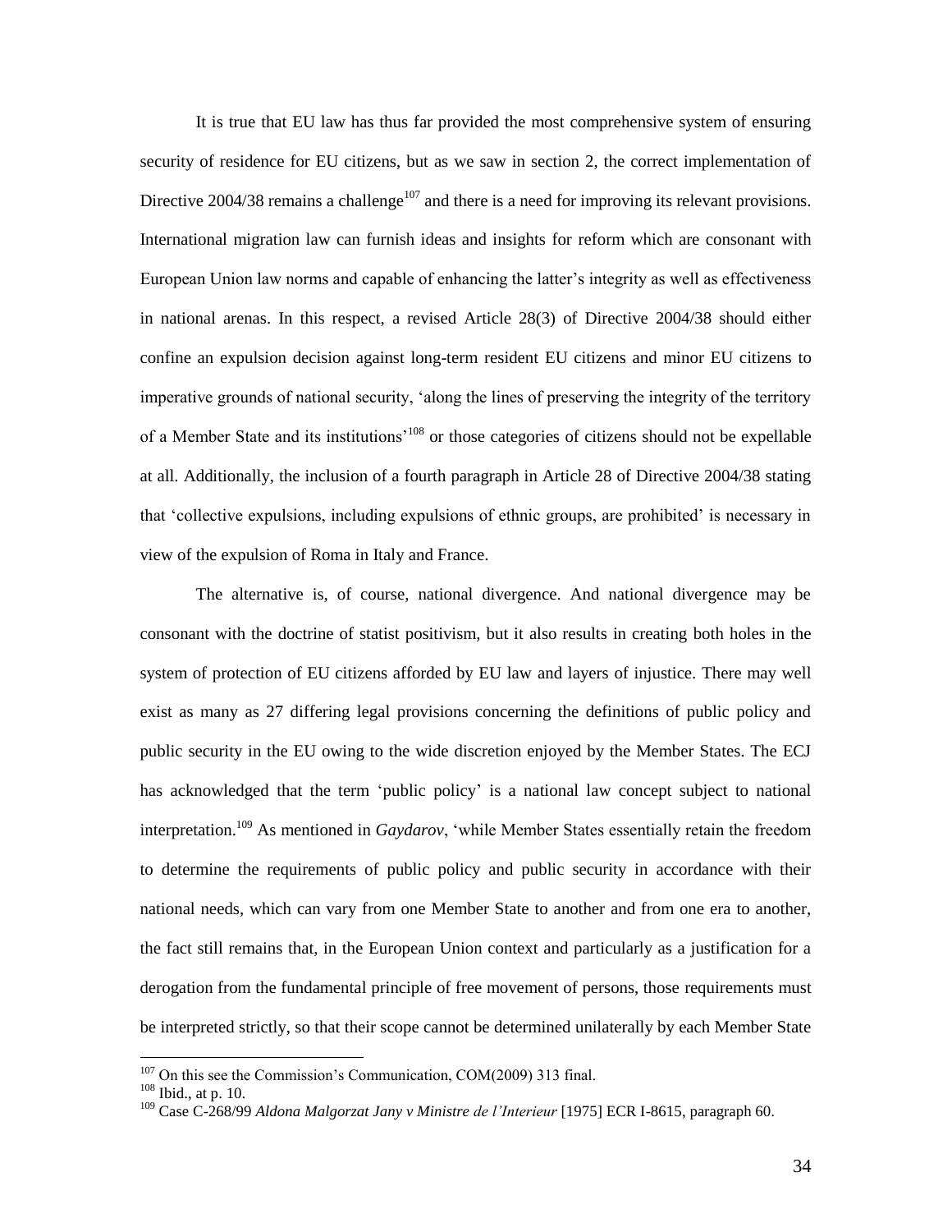It is true that EU law has thus far provided the most comprehensive system of ensuring security of residence for EU citizens, but as we saw in section 2, the correct implementation of Directive 2004/38 remains a challenge[107] and there is a need for improving its relevant provisions. International migration law can furnish ideas and insights for reform which are consonant with European Union law norms and capable of enhancing the latter's integrity as well as effectiveness in national arenas. In this respect, a revised Article 28(3) of Directive 2004/38 should either confine an expulsion decision against long-term resident EU citizens and minor EU citizens to imperative grounds of national security, 'along the lines of preserving the integrity of the territory of a Member State and its institutions'[108] or those categories of citizens should not be expellable at all. Additionally, the inclusion of a fourth paragraph in Article 28 of Directive 2004/38 stating that 'collective expulsions, including expulsions of ethnic groups, are prohibited' is necessary in view of the expulsion of Roma in Italy and France.

The alternative is, of course, national divergence. And national divergence may be consonant with the doctrine of statist positivism, but it also results in creating both holes in the system of protection of EU citizens afforded by EU law and layers of injustice. There may well exist as many as 27 differing legal provisions concerning the definitions of public policy and public security in the EU owing to the wide discretion enjoyed by the Member States. The ECJ has acknowledged that the term 'public policy' is a national law concept subject to national interpretation.[109] As mentioned in *Gaydarov*, 'while Member States essentially retain the freedom to determine the requirements of public policy and public security in accordance with their national needs, which can vary from one Member State to another and from one era to another, the fact still remains that, in the European Union context and particularly as a justification for a derogation from the fundamental principle of free movement of persons, those requirements must be interpreted strictly, so that their scope cannot be determined unilaterally by each Member State

---

[107] On this see the Commission's Communication, COM(2009) 313 final.

[108] Ibid., at p. 10.

[109] Case C-268/99 *Aldona Malgorzat Jany v Ministre de l'Interieur* [1975] ECR I-8615, paragraph 60.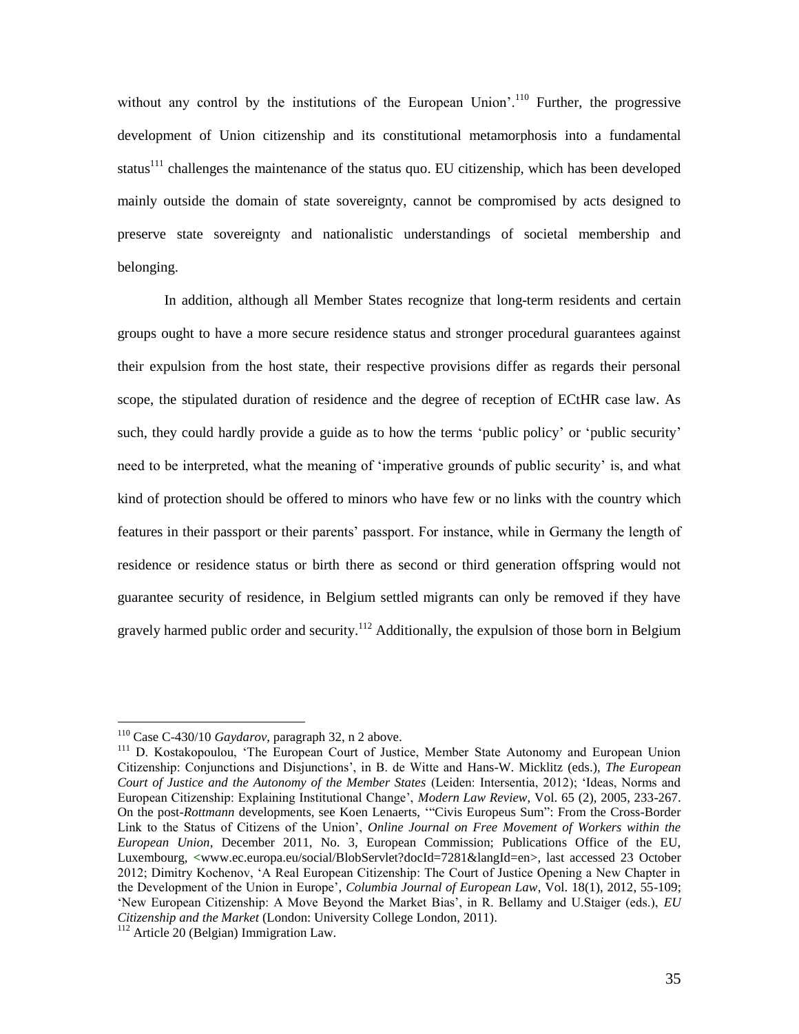without any control by the institutions of the European Union'.[110] Further, the progressive development of Union citizenship and its constitutional metamorphosis into a fundamental status[111] challenges the maintenance of the status quo. EU citizenship, which has been developed mainly outside the domain of state sovereignty, cannot be compromised by acts designed to preserve state sovereignty and nationalistic understandings of societal membership and belonging.

In addition, although all Member States recognize that long-term residents and certain groups ought to have a more secure residence status and stronger procedural guarantees against their expulsion from the host state, their respective provisions differ as regards their personal scope, the stipulated duration of residence and the degree of reception of ECtHR case law. As such, they could hardly provide a guide as to how the terms 'public policy' or 'public security' need to be interpreted, what the meaning of 'imperative grounds of public security' is, and what kind of protection should be offered to minors who have few or no links with the country which features in their passport or their parents' passport. For instance, while in Germany the length of residence or residence status or birth there as second or third generation offspring would not guarantee security of residence, in Belgium settled migrants can only be removed if they have gravely harmed public order and security.[112] Additionally, the expulsion of those born in Belgium

---

[110] Case C-430/10 *Gaydarov*, paragraph 32, n 2 above.

[111] D. Kostakopoulou, 'The European Court of Justice, Member State Autonomy and European Union Citizenship: Conjunctions and Disjunctions', in B. de Witte and Hans-W. Micklitz (eds.), *The European Court of Justice and the Autonomy of the Member States* (Leiden: Intersentia, 2012); 'Ideas, Norms and European Citizenship: Explaining Institutional Change', *Modern Law Review*, Vol. 65 (2), 2005, 233-267. On the post-*Rottmann* developments, see Koen Lenaerts, '"Civis Europeus Sum": From the Cross-Border Link to the Status of Citizens of the Union', *Online Journal on Free Movement of Workers within the European Union*, December 2011, No. 3, European Commission; Publications Office of the EU, Luxembourg, <www.ec.europa.eu/social/BlobServlet?docId=7281&langId=en>, last accessed 23 October 2012; Dimitry Kochenov, 'A Real European Citizenship: The Court of Justice Opening a New Chapter in the Development of the Union in Europe', *Columbia Journal of European Law*, Vol. 18(1), 2012, 55-109; 'New European Citizenship: A Move Beyond the Market Bias', in R. Bellamy and U.Staiger (eds.), *EU Citizenship and the Market* (London: University College London, 2011).

[112] Article 20 (Belgian) Immigration Law.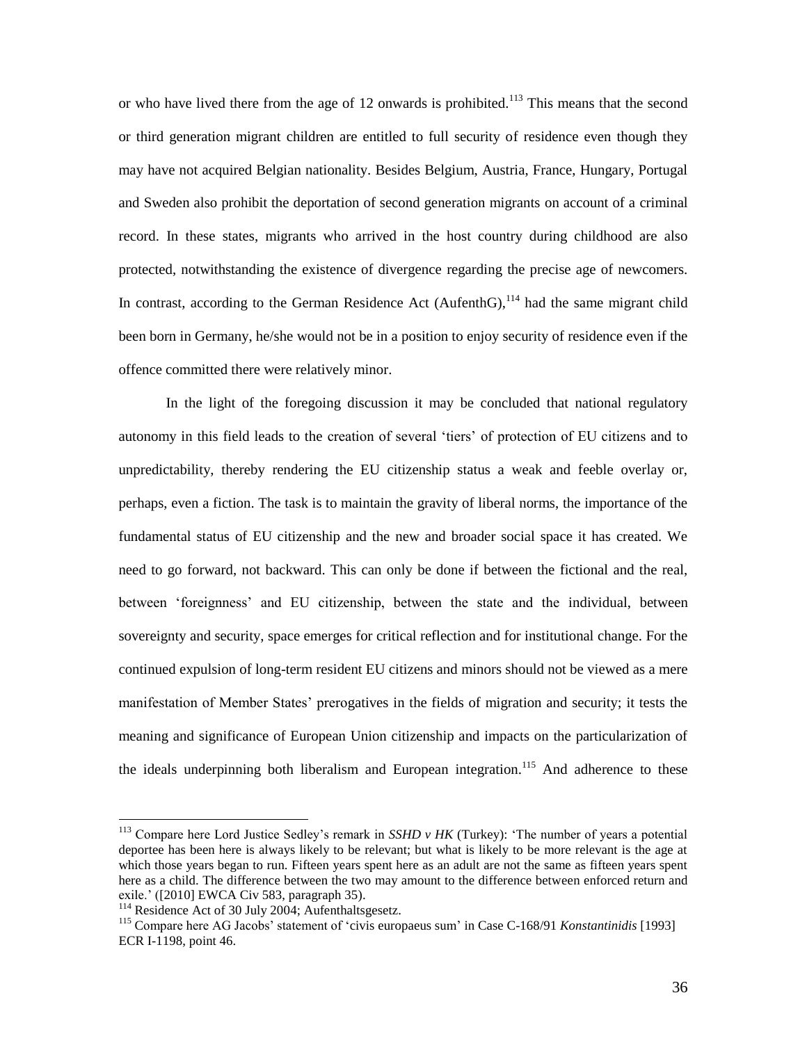or who have lived there from the age of 12 onwards is prohibited.[113] This means that the second or third generation migrant children are entitled to full security of residence even though they may have not acquired Belgian nationality. Besides Belgium, Austria, France, Hungary, Portugal and Sweden also prohibit the deportation of second generation migrants on account of a criminal record. In these states, migrants who arrived in the host country during childhood are also protected, notwithstanding the existence of divergence regarding the precise age of newcomers. In contrast, according to the German Residence Act (AufenthG),[114] had the same migrant child been born in Germany, he/she would not be in a position to enjoy security of residence even if the offence committed there were relatively minor.

In the light of the foregoing discussion it may be concluded that national regulatory autonomy in this field leads to the creation of several 'tiers' of protection of EU citizens and to unpredictability, thereby rendering the EU citizenship status a weak and feeble overlay or, perhaps, even a fiction. The task is to maintain the gravity of liberal norms, the importance of the fundamental status of EU citizenship and the new and broader social space it has created. We need to go forward, not backward. This can only be done if between the fictional and the real, between 'foreignness' and EU citizenship, between the state and the individual, between sovereignty and security, space emerges for critical reflection and for institutional change. For the continued expulsion of long-term resident EU citizens and minors should not be viewed as a mere manifestation of Member States' prerogatives in the fields of migration and security; it tests the meaning and significance of European Union citizenship and impacts on the particularization of the ideals underpinning both liberalism and European integration.[115] And adherence to these

---

[113] Compare here Lord Justice Sedley's remark in *SSHD v HK* (Turkey): 'The number of years a potential deportee has been here is always likely to be relevant; but what is likely to be more relevant is the age at which those years began to run. Fifteen years spent here as an adult are not the same as fifteen years spent here as a child. The difference between the two may amount to the difference between enforced return and exile.' ([2010] EWCA Civ 583, paragraph 35).

[114] Residence Act of 30 July 2004; Aufenthaltsgesetz.

[115] Compare here AG Jacobs' statement of 'civis europaeus sum' in Case C-168/91 *Konstantinidis* [1993] ECR I-1198, point 46.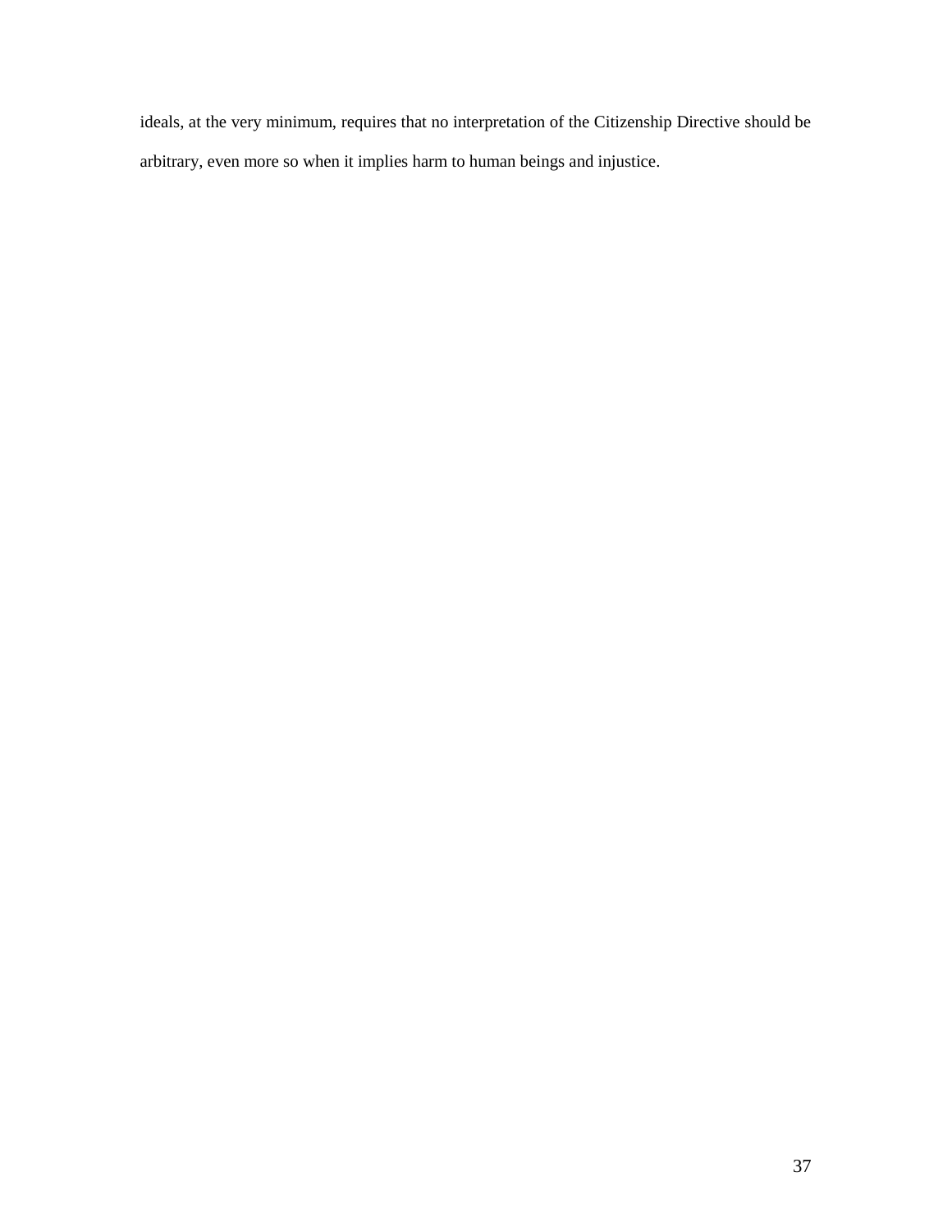ideals, at the very minimum, requires that no interpretation of the Citizenship Directive should be arbitrary, even more so when it implies harm to human beings and injustice.